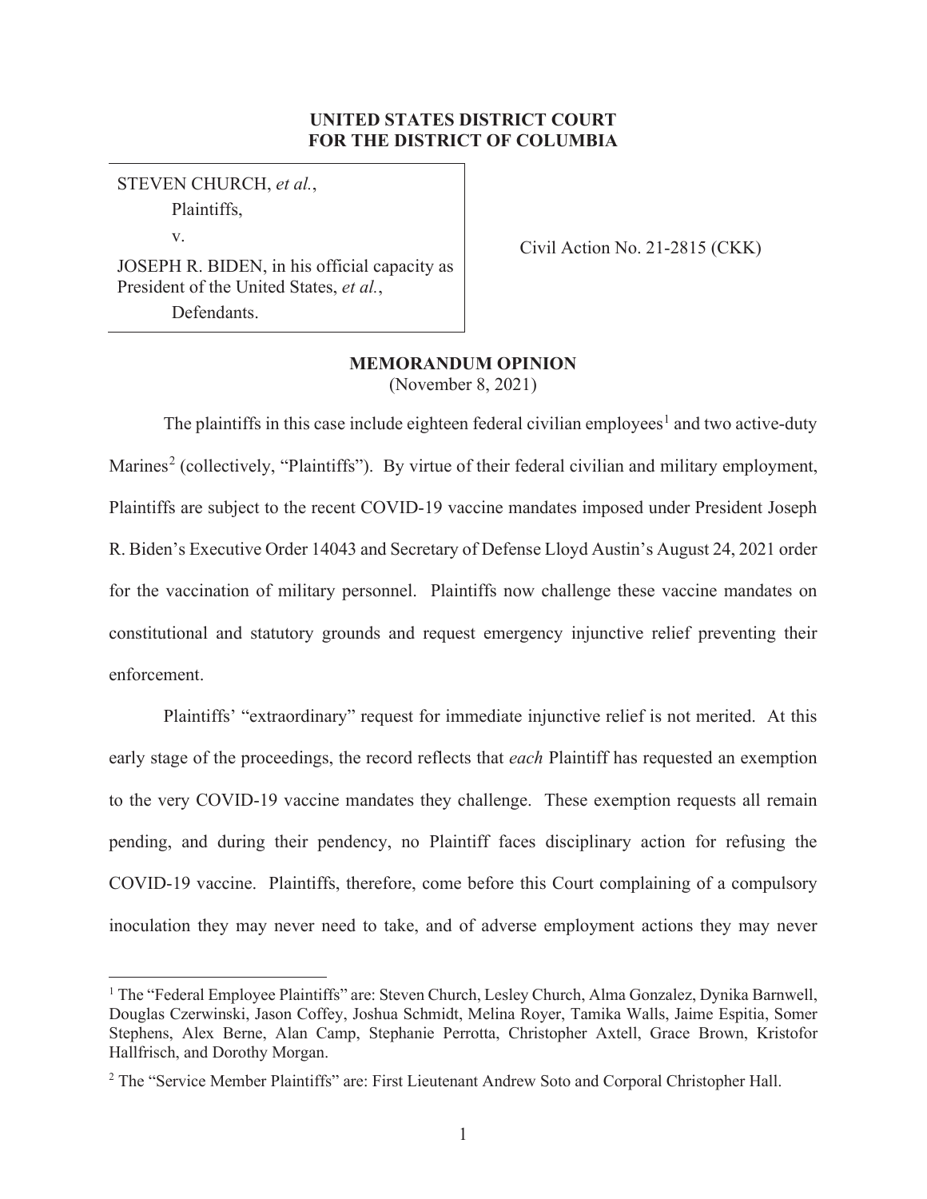**UNITED STATES DISTRICT COURT**
**FOR THE DISTRICT OF COLUMBIA**

STEVEN CHURCH, *et al.*,
Plaintiffs,
v.
JOSEPH R. BIDEN, in his official capacity as President of the United States, *et al.*,
Defendants.

Civil Action No. 21-2815 (CKK)

**MEMORANDUM OPINION**
(November 8, 2021)

The plaintiffs in this case include eighteen federal civilian employees[1] and two active-duty Marines[2] (collectively, "Plaintiffs"). By virtue of their federal civilian and military employment, Plaintiffs are subject to the recent COVID-19 vaccine mandates imposed under President Joseph R. Biden's Executive Order 14043 and Secretary of Defense Lloyd Austin's August 24, 2021 order for the vaccination of military personnel. Plaintiffs now challenge these vaccine mandates on constitutional and statutory grounds and request emergency injunctive relief preventing their enforcement.

Plaintiffs' "extraordinary" request for immediate injunctive relief is not merited. At this early stage of the proceedings, the record reflects that *each* Plaintiff has requested an exemption to the very COVID-19 vaccine mandates they challenge. These exemption requests all remain pending, and during their pendency, no Plaintiff faces disciplinary action for refusing the COVID-19 vaccine. Plaintiffs, therefore, come before this Court complaining of a compulsory inoculation they may never need to take, and of adverse employment actions they may never

---

[1] The "Federal Employee Plaintiffs" are: Steven Church, Lesley Church, Alma Gonzalez, Dynika Barnwell, Douglas Czerwinski, Jason Coffey, Joshua Schmidt, Melina Royer, Tamika Walls, Jaime Espitia, Somer Stephens, Alex Berne, Alan Camp, Stephanie Perrotta, Christopher Axtell, Grace Brown, Kristofor Hallfrisch, and Dorothy Morgan.

[2] The "Service Member Plaintiffs" are: First Lieutenant Andrew Soto and Corporal Christopher Hall.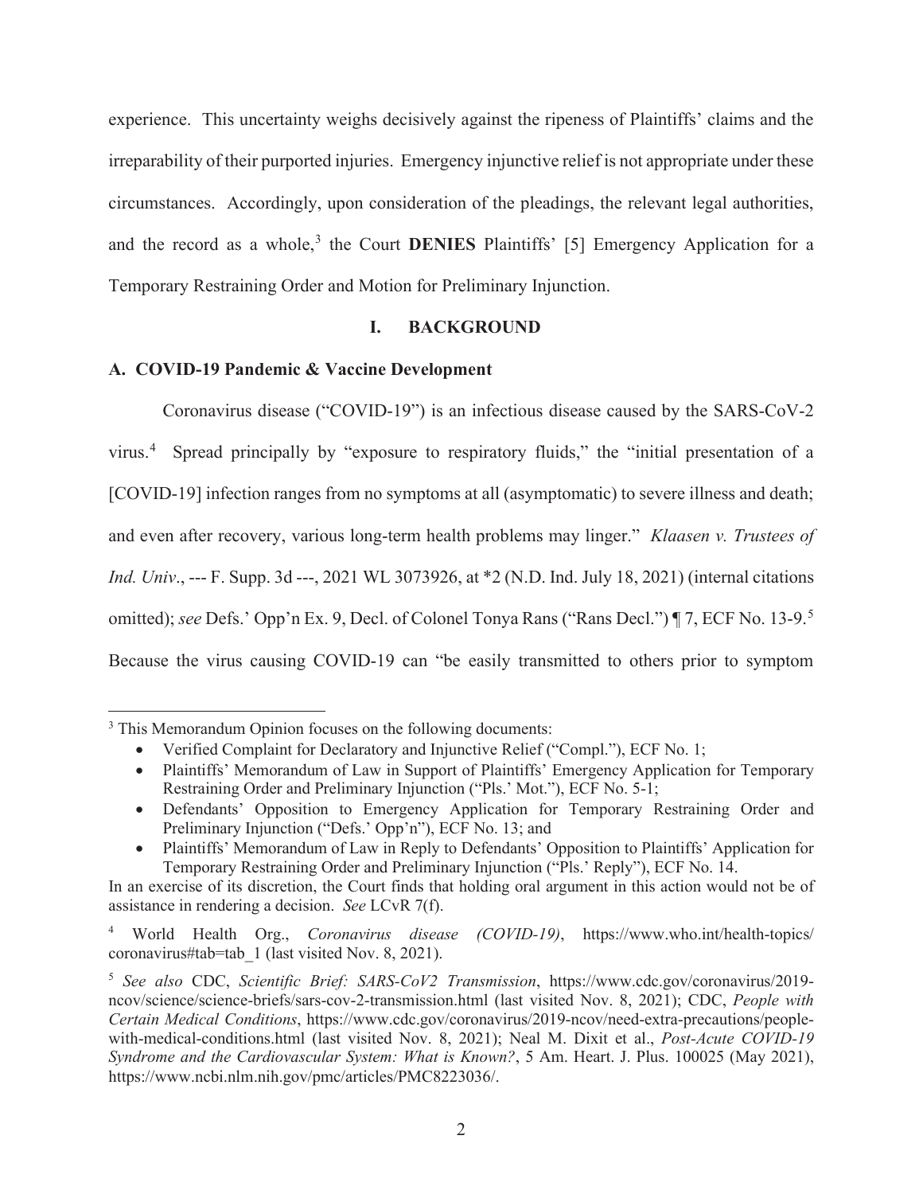experience. This uncertainty weighs decisively against the ripeness of Plaintiffs' claims and the irreparability of their purported injuries. Emergency injunctive relief is not appropriate under these circumstances. Accordingly, upon consideration of the pleadings, the relevant legal authorities, and the record as a whole,[3] the Court **DENIES** Plaintiffs' [5] Emergency Application for a Temporary Restraining Order and Motion for Preliminary Injunction.

## I. BACKGROUND

### A. COVID-19 Pandemic & Vaccine Development

Coronavirus disease ("COVID-19") is an infectious disease caused by the SARS-CoV-2 virus.[4] Spread principally by "exposure to respiratory fluids," the "initial presentation of a [COVID-19] infection ranges from no symptoms at all (asymptomatic) to severe illness and death; and even after recovery, various long-term health problems may linger." *Klaasen v. Trustees of Ind. Univ*., --- F. Supp. 3d ---, 2021 WL 3073926, at *2 (N.D. Ind. July 18, 2021) (internal citations omitted); *see* Defs.' Opp'n Ex. 9, Decl. of Colonel Tonya Rans ("Rans Decl.") ¶ 7, ECF No. 13-9.[5] Because the virus causing COVID-19 can "be easily transmitted to others prior to symptom

---

[3] This Memorandum Opinion focuses on the following documents:

- Verified Complaint for Declaratory and Injunctive Relief ("Compl."), ECF No. 1;
- Plaintiffs' Memorandum of Law in Support of Plaintiffs' Emergency Application for Temporary Restraining Order and Preliminary Injunction ("Pls.' Mot."), ECF No. 5-1;
- Defendants' Opposition to Emergency Application for Temporary Restraining Order and Preliminary Injunction ("Defs.' Opp'n"), ECF No. 13; and
- Plaintiffs' Memorandum of Law in Reply to Defendants' Opposition to Plaintiffs' Application for Temporary Restraining Order and Preliminary Injunction ("Pls.' Reply"), ECF No. 14.

In an exercise of its discretion, the Court finds that holding oral argument in this action would not be of assistance in rendering a decision. *See* LCvR 7(f).

[4] World Health Org., *Coronavirus disease (COVID-19)*, https://www.who.int/health-topics/coronavirus#tab=tab_1 (last visited Nov. 8, 2021).

[5] *See also* CDC, *Scientific Brief: SARS-CoV2 Transmission*, https://www.cdc.gov/coronavirus/2019-ncov/science/science-briefs/sars-cov-2-transmission.html (last visited Nov. 8, 2021); CDC, *People with Certain Medical Conditions*, https://www.cdc.gov/coronavirus/2019-ncov/need-extra-precautions/people-with-medical-conditions.html (last visited Nov. 8, 2021); Neal M. Dixit et al., *Post-Acute COVID-19 Syndrome and the Cardiovascular System: What is Known?*, 5 Am. Heart. J. Plus. 100025 (May 2021), https://www.ncbi.nlm.nih.gov/pmc/articles/PMC8223036/.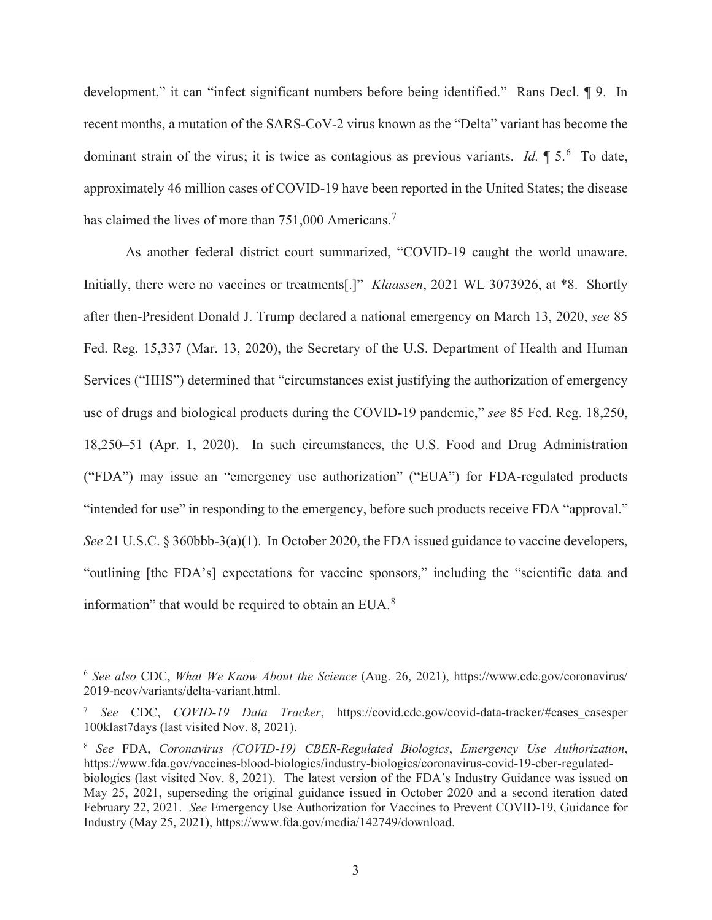development," it can "infect significant numbers before being identified." Rans Decl. ¶ 9. In recent months, a mutation of the SARS-CoV-2 virus known as the "Delta" variant has become the dominant strain of the virus; it is twice as contagious as previous variants. *Id.* ¶ 5.[6] To date, approximately 46 million cases of COVID-19 have been reported in the United States; the disease has claimed the lives of more than 751,000 Americans.[7]

As another federal district court summarized, "COVID-19 caught the world unaware. Initially, there were no vaccines or treatments[.]" *Klaassen*, 2021 WL 3073926, at *8. Shortly after then-President Donald J. Trump declared a national emergency on March 13, 2020, *see* 85 Fed. Reg. 15,337 (Mar. 13, 2020), the Secretary of the U.S. Department of Health and Human Services ("HHS") determined that "circumstances exist justifying the authorization of emergency use of drugs and biological products during the COVID-19 pandemic," *see* 85 Fed. Reg. 18,250, 18,250–51 (Apr. 1, 2020). In such circumstances, the U.S. Food and Drug Administration ("FDA") may issue an "emergency use authorization" ("EUA") for FDA-regulated products "intended for use" in responding to the emergency, before such products receive FDA "approval." *See* 21 U.S.C. § 360bbb-3(a)(1). In October 2020, the FDA issued guidance to vaccine developers, "outlining [the FDA's] expectations for vaccine sponsors," including the "scientific data and information" that would be required to obtain an EUA.[8]

---

[6] *See also* CDC, *What We Know About the Science* (Aug. 26, 2021), https://www.cdc.gov/coronavirus/2019-ncov/variants/delta-variant.html.

[7] *See* CDC, *COVID-19 Data Tracker*, https://covid.cdc.gov/covid-data-tracker/#cases_casesper100klast7days (last visited Nov. 8, 2021).

[8] *See* FDA, *Coronavirus (COVID-19) CBER-Regulated Biologics*, *Emergency Use Authorization*, https://www.fda.gov/vaccines-blood-biologics/industry-biologics/coronavirus-covid-19-cber-regulated-biologics (last visited Nov. 8, 2021). The latest version of the FDA's Industry Guidance was issued on May 25, 2021, superseding the original guidance issued in October 2020 and a second iteration dated February 22, 2021. *See* Emergency Use Authorization for Vaccines to Prevent COVID-19, Guidance for Industry (May 25, 2021), https://www.fda.gov/media/142749/download.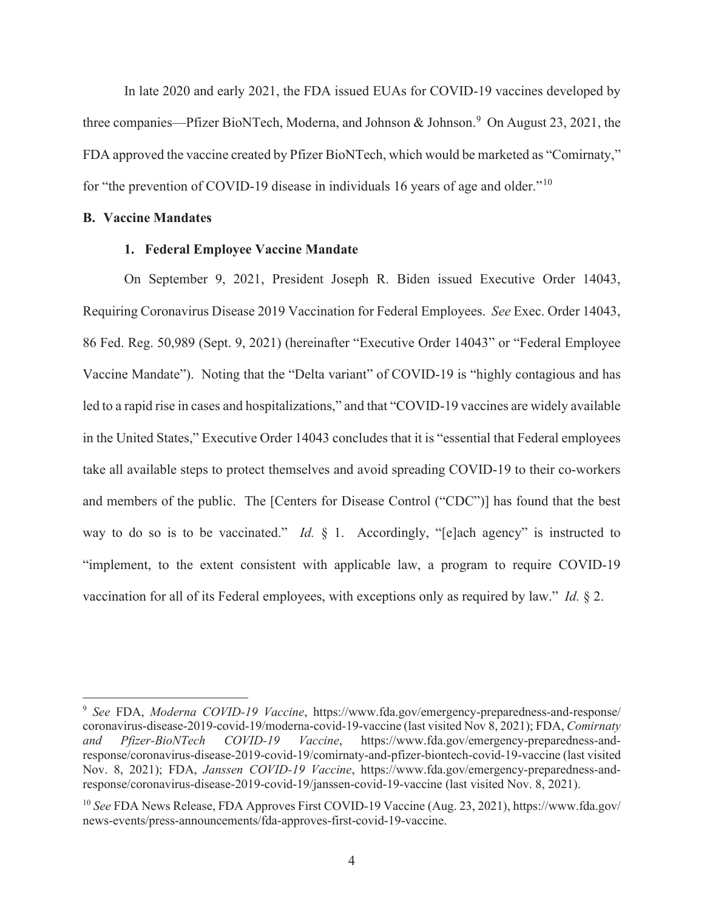In late 2020 and early 2021, the FDA issued EUAs for COVID-19 vaccines developed by three companies—Pfizer BioNTech, Moderna, and Johnson & Johnson.[9] On August 23, 2021, the FDA approved the vaccine created by Pfizer BioNTech, which would be marketed as "Comirnaty," for "the prevention of COVID-19 disease in individuals 16 years of age and older."[10]

**B. Vaccine Mandates**

**1. Federal Employee Vaccine Mandate**

On September 9, 2021, President Joseph R. Biden issued Executive Order 14043, Requiring Coronavirus Disease 2019 Vaccination for Federal Employees. *See* Exec. Order 14043, 86 Fed. Reg. 50,989 (Sept. 9, 2021) (hereinafter "Executive Order 14043" or "Federal Employee Vaccine Mandate"). Noting that the "Delta variant" of COVID-19 is "highly contagious and has led to a rapid rise in cases and hospitalizations," and that "COVID-19 vaccines are widely available in the United States," Executive Order 14043 concludes that it is "essential that Federal employees take all available steps to protect themselves and avoid spreading COVID-19 to their co-workers and members of the public. The [Centers for Disease Control ("CDC")] has found that the best way to do so is to be vaccinated." *Id.* § 1. Accordingly, "[e]ach agency" is instructed to "implement, to the extent consistent with applicable law, a program to require COVID-19 vaccination for all of its Federal employees, with exceptions only as required by law." *Id.* § 2.

---

[9] *See* FDA, *Moderna COVID-19 Vaccine*, https://www.fda.gov/emergency-preparedness-and-response/coronavirus-disease-2019-covid-19/moderna-covid-19-vaccine (last visited Nov 8, 2021); FDA, *Comirnaty and Pfizer-BioNTech COVID-19 Vaccine*, https://www.fda.gov/emergency-preparedness-and-response/coronavirus-disease-2019-covid-19/comirnaty-and-pfizer-biontech-covid-19-vaccine (last visited Nov. 8, 2021); FDA, *Janssen COVID-19 Vaccine*, https://www.fda.gov/emergency-preparedness-and-response/coronavirus-disease-2019-covid-19/janssen-covid-19-vaccine (last visited Nov. 8, 2021).

[10] *See* FDA News Release, FDA Approves First COVID-19 Vaccine (Aug. 23, 2021), https://www.fda.gov/news-events/press-announcements/fda-approves-first-covid-19-vaccine.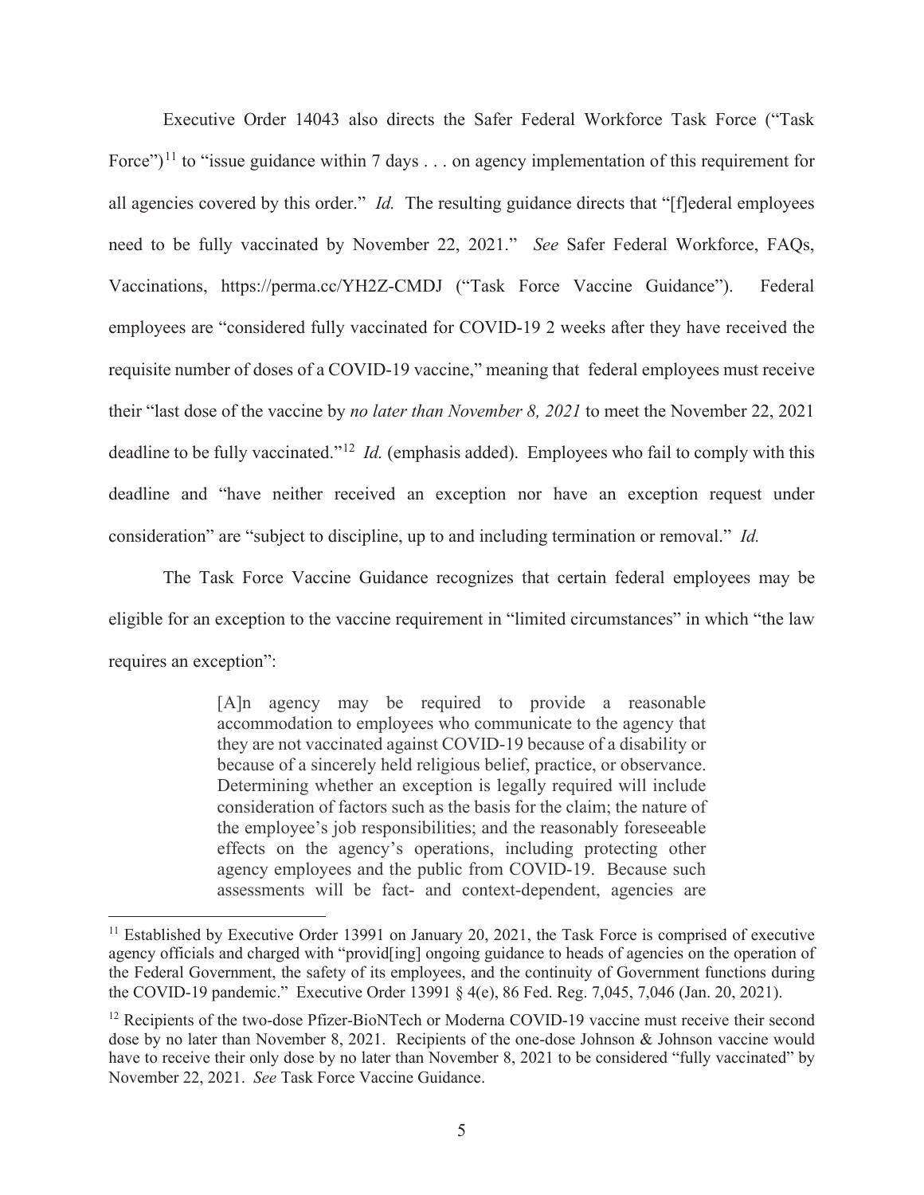Executive Order 14043 also directs the Safer Federal Workforce Task Force ("Task Force")[11] to "issue guidance within 7 days . . . on agency implementation of this requirement for all agencies covered by this order." *Id.* The resulting guidance directs that "[f]ederal employees need to be fully vaccinated by November 22, 2021." *See* Safer Federal Workforce, FAQs, Vaccinations, https://perma.cc/YH2Z-CMDJ ("Task Force Vaccine Guidance"). Federal employees are "considered fully vaccinated for COVID-19 2 weeks after they have received the requisite number of doses of a COVID-19 vaccine," meaning that federal employees must receive their "last dose of the vaccine by *no later than November 8, 2021* to meet the November 22, 2021 deadline to be fully vaccinated."[12] *Id.* (emphasis added). Employees who fail to comply with this deadline and "have neither received an exception nor have an exception request under consideration" are "subject to discipline, up to and including termination or removal." *Id.*

The Task Force Vaccine Guidance recognizes that certain federal employees may be eligible for an exception to the vaccine requirement in "limited circumstances" in which "the law requires an exception":

> [A]n agency may be required to provide a reasonable accommodation to employees who communicate to the agency that they are not vaccinated against COVID-19 because of a disability or because of a sincerely held religious belief, practice, or observance. Determining whether an exception is legally required will include consideration of factors such as the basis for the claim; the nature of the employee's job responsibilities; and the reasonably foreseeable effects on the agency's operations, including protecting other agency employees and the public from COVID-19. Because such assessments will be fact- and context-dependent, agencies are

---

[11] Established by Executive Order 13991 on January 20, 2021, the Task Force is comprised of executive agency officials and charged with "provid[ing] ongoing guidance to heads of agencies on the operation of the Federal Government, the safety of its employees, and the continuity of Government functions during the COVID-19 pandemic." Executive Order 13991 § 4(e), 86 Fed. Reg. 7,045, 7,046 (Jan. 20, 2021).

[12] Recipients of the two-dose Pfizer-BioNTech or Moderna COVID-19 vaccine must receive their second dose by no later than November 8, 2021. Recipients of the one-dose Johnson & Johnson vaccine would have to receive their only dose by no later than November 8, 2021 to be considered "fully vaccinated" by November 22, 2021. *See* Task Force Vaccine Guidance.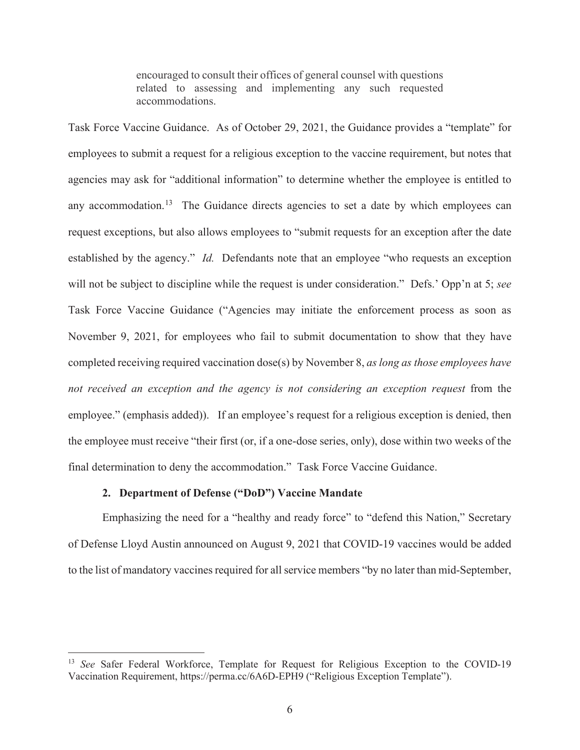> encouraged to consult their offices of general counsel with questions related to assessing and implementing any such requested accommodations.

Task Force Vaccine Guidance. As of October 29, 2021, the Guidance provides a "template" for employees to submit a request for a religious exception to the vaccine requirement, but notes that agencies may ask for "additional information" to determine whether the employee is entitled to any accommodation.[13] The Guidance directs agencies to set a date by which employees can request exceptions, but also allows employees to "submit requests for an exception after the date established by the agency." *Id.* Defendants note that an employee "who requests an exception will not be subject to discipline while the request is under consideration." Defs.' Opp'n at 5; *see* Task Force Vaccine Guidance ("Agencies may initiate the enforcement process as soon as November 9, 2021, for employees who fail to submit documentation to show that they have completed receiving required vaccination dose(s) by November 8, *as long as those employees have not received an exception and the agency is not considering an exception request* from the employee." (emphasis added)). If an employee's request for a religious exception is denied, then the employee must receive "their first (or, if a one-dose series, only), dose within two weeks of the final determination to deny the accommodation." Task Force Vaccine Guidance.

#### 2. Department of Defense ("DoD") Vaccine Mandate

Emphasizing the need for a "healthy and ready force" to "defend this Nation," Secretary of Defense Lloyd Austin announced on August 9, 2021 that COVID-19 vaccines would be added to the list of mandatory vaccines required for all service members "by no later than mid-September,

---

[13] *See* Safer Federal Workforce, Template for Request for Religious Exception to the COVID-19 Vaccination Requirement, https://perma.cc/6A6D-EPH9 ("Religious Exception Template").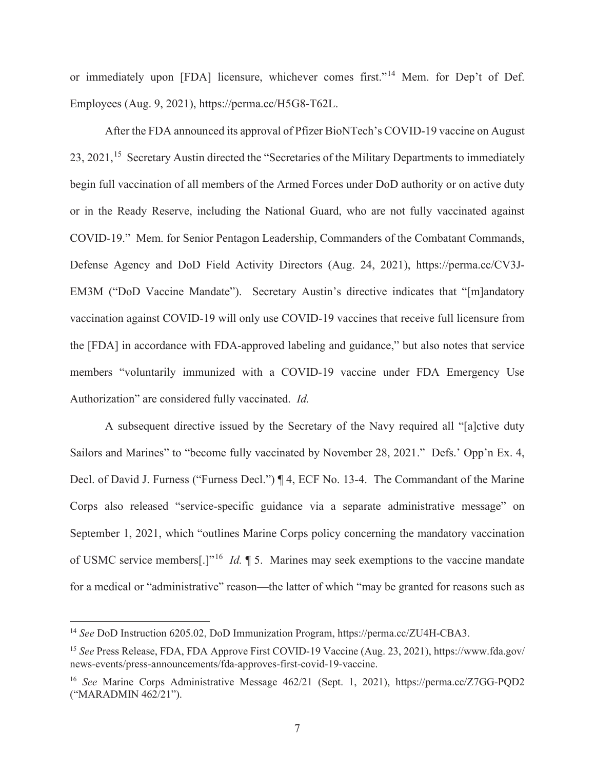or immediately upon [FDA] licensure, whichever comes first."[14] Mem. for Dep't of Def. Employees (Aug. 9, 2021), https://perma.cc/H5G8-T62L.

After the FDA announced its approval of Pfizer BioNTech's COVID-19 vaccine on August 23, 2021,[15] Secretary Austin directed the "Secretaries of the Military Departments to immediately begin full vaccination of all members of the Armed Forces under DoD authority or on active duty or in the Ready Reserve, including the National Guard, who are not fully vaccinated against COVID-19." Mem. for Senior Pentagon Leadership, Commanders of the Combatant Commands, Defense Agency and DoD Field Activity Directors (Aug. 24, 2021), https://perma.cc/CV3J-EM3M ("DoD Vaccine Mandate"). Secretary Austin's directive indicates that "[m]andatory vaccination against COVID-19 will only use COVID-19 vaccines that receive full licensure from the [FDA] in accordance with FDA-approved labeling and guidance," but also notes that service members "voluntarily immunized with a COVID-19 vaccine under FDA Emergency Use Authorization" are considered fully vaccinated. *Id.*

A subsequent directive issued by the Secretary of the Navy required all "[a]ctive duty Sailors and Marines" to "become fully vaccinated by November 28, 2021." Defs.' Opp'n Ex. 4, Decl. of David J. Furness ("Furness Decl.") ¶ 4, ECF No. 13-4. The Commandant of the Marine Corps also released "service-specific guidance via a separate administrative message" on September 1, 2021, which "outlines Marine Corps policy concerning the mandatory vaccination of USMC service members[.]"[16] *Id.* ¶ 5. Marines may seek exemptions to the vaccine mandate for a medical or "administrative" reason—the latter of which "may be granted for reasons such as

[14] *See* DoD Instruction 6205.02, DoD Immunization Program, https://perma.cc/ZU4H-CBA3.

[15] *See* Press Release, FDA, FDA Approve First COVID-19 Vaccine (Aug. 23, 2021), https://www.fda.gov/news-events/press-announcements/fda-approves-first-covid-19-vaccine.

[16] *See* Marine Corps Administrative Message 462/21 (Sept. 1, 2021), https://perma.cc/Z7GG-PQD2 ("MARADMIN 462/21").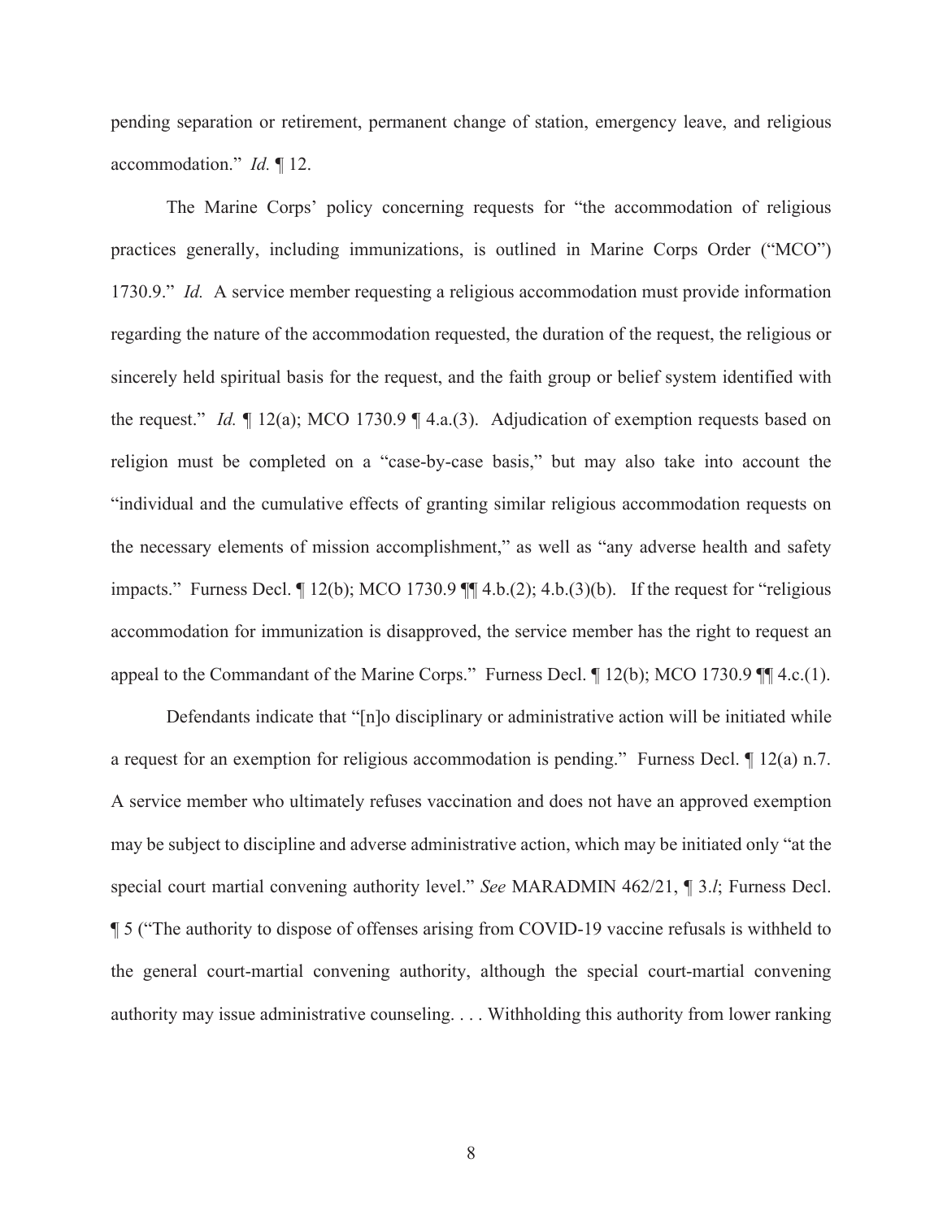pending separation or retirement, permanent change of station, emergency leave, and religious accommodation." *Id.* ¶ 12.

The Marine Corps' policy concerning requests for "the accommodation of religious practices generally, including immunizations, is outlined in Marine Corps Order ("MCO") 1730.9." *Id.* A service member requesting a religious accommodation must provide information regarding the nature of the accommodation requested, the duration of the request, the religious or sincerely held spiritual basis for the request, and the faith group or belief system identified with the request." *Id.* ¶ 12(a); MCO 1730.9 ¶ 4.a.(3). Adjudication of exemption requests based on religion must be completed on a "case-by-case basis," but may also take into account the "individual and the cumulative effects of granting similar religious accommodation requests on the necessary elements of mission accomplishment," as well as "any adverse health and safety impacts." Furness Decl. ¶ 12(b); MCO 1730.9 ¶¶ 4.b.(2); 4.b.(3)(b). If the request for "religious accommodation for immunization is disapproved, the service member has the right to request an appeal to the Commandant of the Marine Corps." Furness Decl. ¶ 12(b); MCO 1730.9 ¶¶ 4.c.(1).

Defendants indicate that "[n]o disciplinary or administrative action will be initiated while a request for an exemption for religious accommodation is pending." Furness Decl. ¶ 12(a) n.7. A service member who ultimately refuses vaccination and does not have an approved exemption may be subject to discipline and adverse administrative action, which may be initiated only "at the special court martial convening authority level." *See* MARADMIN 462/21, ¶ 3.*l*; Furness Decl. ¶ 5 ("The authority to dispose of offenses arising from COVID-19 vaccine refusals is withheld to the general court-martial convening authority, although the special court-martial convening authority may issue administrative counseling. . . . Withholding this authority from lower ranking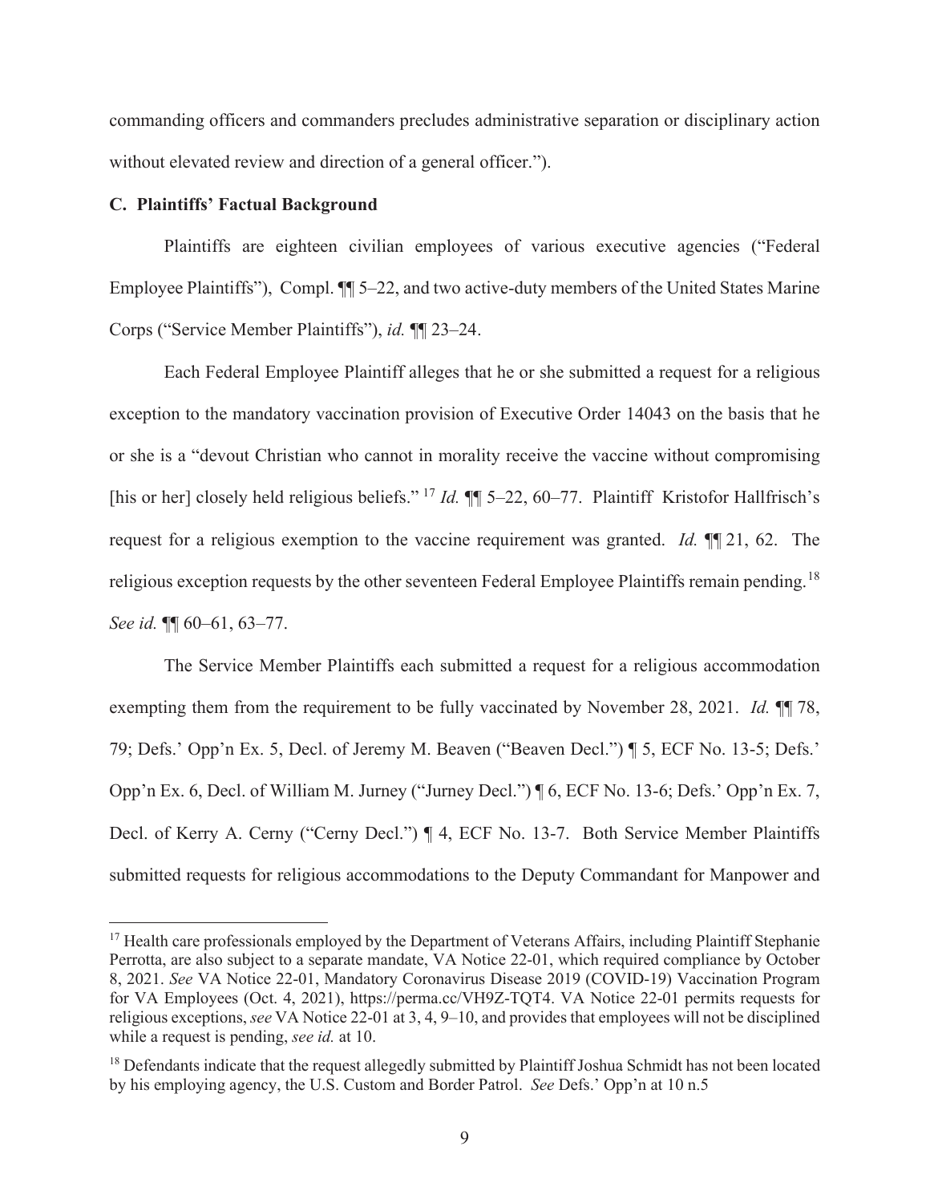commanding officers and commanders precludes administrative separation or disciplinary action without elevated review and direction of a general officer.").

### C. Plaintiffs' Factual Background

Plaintiffs are eighteen civilian employees of various executive agencies ("Federal Employee Plaintiffs"), Compl. ¶¶ 5–22, and two active-duty members of the United States Marine Corps ("Service Member Plaintiffs"), *id.* ¶¶ 23–24.

Each Federal Employee Plaintiff alleges that he or she submitted a request for a religious exception to the mandatory vaccination provision of Executive Order 14043 on the basis that he or she is a "devout Christian who cannot in morality receive the vaccine without compromising [his or her] closely held religious beliefs." [17] *Id.* ¶¶ 5–22, 60–77. Plaintiff Kristofor Hallfrisch's request for a religious exemption to the vaccine requirement was granted. *Id.* ¶¶ 21, 62. The religious exception requests by the other seventeen Federal Employee Plaintiffs remain pending.[18] *See id.* ¶¶ 60–61, 63–77.

The Service Member Plaintiffs each submitted a request for a religious accommodation exempting them from the requirement to be fully vaccinated by November 28, 2021. *Id.* ¶¶ 78, 79; Defs.' Opp'n Ex. 5, Decl. of Jeremy M. Beaven ("Beaven Decl.") ¶ 5, ECF No. 13-5; Defs.' Opp'n Ex. 6, Decl. of William M. Jurney ("Jurney Decl.") ¶ 6, ECF No. 13-6; Defs.' Opp'n Ex. 7, Decl. of Kerry A. Cerny ("Cerny Decl.") ¶ 4, ECF No. 13-7. Both Service Member Plaintiffs submitted requests for religious accommodations to the Deputy Commandant for Manpower and

---

[17] Health care professionals employed by the Department of Veterans Affairs, including Plaintiff Stephanie Perrotta, are also subject to a separate mandate, VA Notice 22-01, which required compliance by October 8, 2021. *See* VA Notice 22-01, Mandatory Coronavirus Disease 2019 (COVID-19) Vaccination Program for VA Employees (Oct. 4, 2021), https://perma.cc/VH9Z-TQT4. VA Notice 22-01 permits requests for religious exceptions, *see* VA Notice 22-01 at 3, 4, 9–10, and provides that employees will not be disciplined while a request is pending, *see id.* at 10.

[18] Defendants indicate that the request allegedly submitted by Plaintiff Joshua Schmidt has not been located by his employing agency, the U.S. Custom and Border Patrol. *See* Defs.' Opp'n at 10 n.5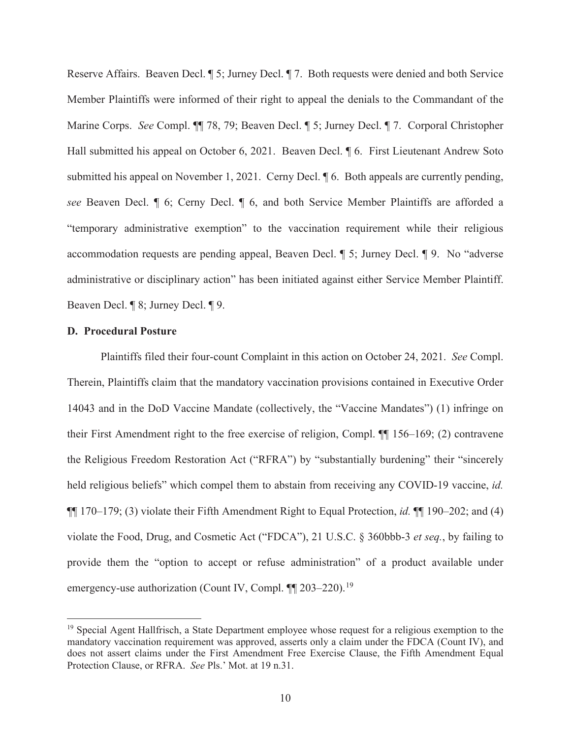Reserve Affairs. Beaven Decl. ¶ 5; Jurney Decl. ¶ 7. Both requests were denied and both Service Member Plaintiffs were informed of their right to appeal the denials to the Commandant of the Marine Corps. *See* Compl. ¶¶ 78, 79; Beaven Decl. ¶ 5; Jurney Decl. ¶ 7. Corporal Christopher Hall submitted his appeal on October 6, 2021. Beaven Decl. ¶ 6. First Lieutenant Andrew Soto submitted his appeal on November 1, 2021. Cerny Decl. ¶ 6. Both appeals are currently pending, *see* Beaven Decl. ¶ 6; Cerny Decl. ¶ 6, and both Service Member Plaintiffs are afforded a "temporary administrative exemption" to the vaccination requirement while their religious accommodation requests are pending appeal, Beaven Decl. ¶ 5; Jurney Decl. ¶ 9. No "adverse administrative or disciplinary action" has been initiated against either Service Member Plaintiff. Beaven Decl. ¶ 8; Jurney Decl. ¶ 9.

### D. Procedural Posture

Plaintiffs filed their four-count Complaint in this action on October 24, 2021. *See* Compl. Therein, Plaintiffs claim that the mandatory vaccination provisions contained in Executive Order 14043 and in the DoD Vaccine Mandate (collectively, the "Vaccine Mandates") (1) infringe on their First Amendment right to the free exercise of religion, Compl. ¶¶ 156–169; (2) contravene the Religious Freedom Restoration Act ("RFRA") by "substantially burdening" their "sincerely held religious beliefs" which compel them to abstain from receiving any COVID-19 vaccine, *id.* ¶¶ 170–179; (3) violate their Fifth Amendment Right to Equal Protection, *id.* ¶¶ 190–202; and (4) violate the Food, Drug, and Cosmetic Act ("FDCA"), 21 U.S.C. § 360bbb-3 *et seq.*, by failing to provide them the "option to accept or refuse administration" of a product available under emergency-use authorization (Count IV, Compl. ¶¶ 203–220).[19]

[19] Special Agent Hallfrisch, a State Department employee whose request for a religious exemption to the mandatory vaccination requirement was approved, asserts only a claim under the FDCA (Count IV), and does not assert claims under the First Amendment Free Exercise Clause, the Fifth Amendment Equal Protection Clause, or RFRA. *See* Pls.' Mot. at 19 n.31.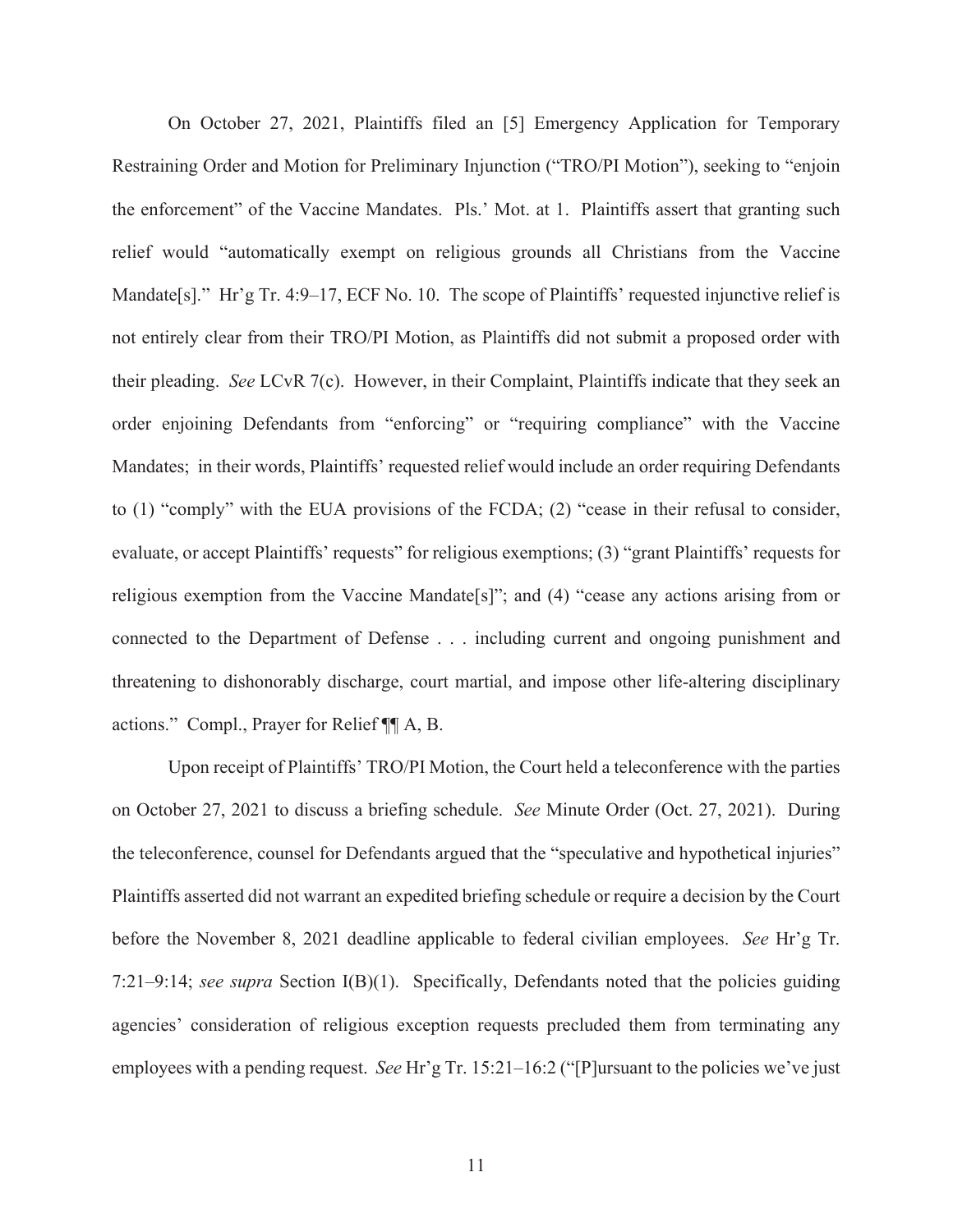On October 27, 2021, Plaintiffs filed an [5] Emergency Application for Temporary Restraining Order and Motion for Preliminary Injunction ("TRO/PI Motion"), seeking to "enjoin the enforcement" of the Vaccine Mandates. Pls.' Mot. at 1. Plaintiffs assert that granting such relief would "automatically exempt on religious grounds all Christians from the Vaccine Mandate[s]." Hr'g Tr. 4:9–17, ECF No. 10. The scope of Plaintiffs' requested injunctive relief is not entirely clear from their TRO/PI Motion, as Plaintiffs did not submit a proposed order with their pleading. *See* LCvR 7(c). However, in their Complaint, Plaintiffs indicate that they seek an order enjoining Defendants from "enforcing" or "requiring compliance" with the Vaccine Mandates; in their words, Plaintiffs' requested relief would include an order requiring Defendants to (1) "comply" with the EUA provisions of the FCDA; (2) "cease in their refusal to consider, evaluate, or accept Plaintiffs' requests" for religious exemptions; (3) "grant Plaintiffs' requests for religious exemption from the Vaccine Mandate[s]"; and (4) "cease any actions arising from or connected to the Department of Defense . . . including current and ongoing punishment and threatening to dishonorably discharge, court martial, and impose other life-altering disciplinary actions." Compl., Prayer for Relief ¶¶ A, B.

Upon receipt of Plaintiffs' TRO/PI Motion, the Court held a teleconference with the parties on October 27, 2021 to discuss a briefing schedule. *See* Minute Order (Oct. 27, 2021). During the teleconference, counsel for Defendants argued that the "speculative and hypothetical injuries" Plaintiffs asserted did not warrant an expedited briefing schedule or require a decision by the Court before the November 8, 2021 deadline applicable to federal civilian employees. *See* Hr'g Tr. 7:21–9:14; *see supra* Section I(B)(1). Specifically, Defendants noted that the policies guiding agencies' consideration of religious exception requests precluded them from terminating any employees with a pending request. *See* Hr'g Tr. 15:21–16:2 ("[P]ursuant to the policies we've just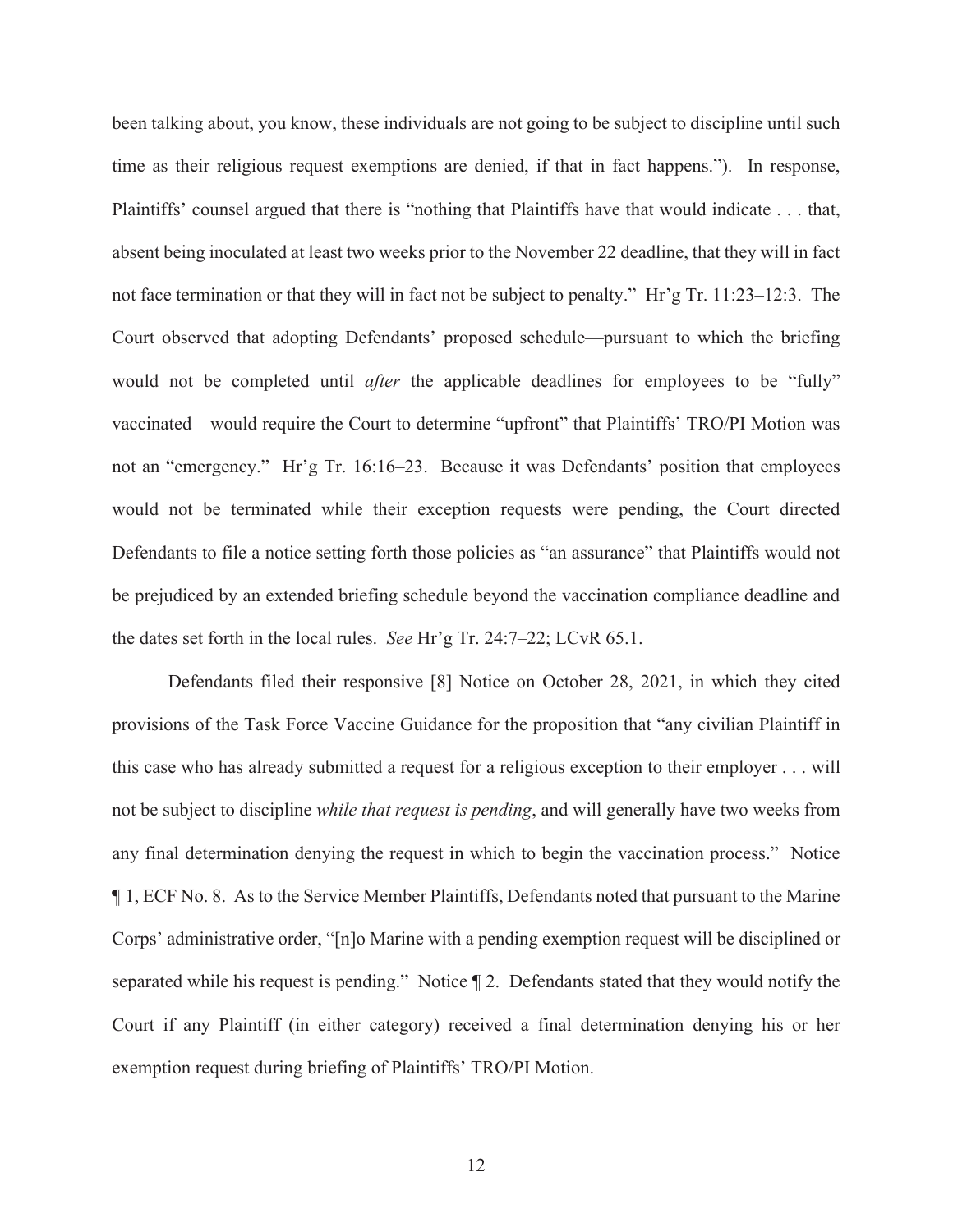been talking about, you know, these individuals are not going to be subject to discipline until such time as their religious request exemptions are denied, if that in fact happens."). In response, Plaintiffs' counsel argued that there is "nothing that Plaintiffs have that would indicate . . . that, absent being inoculated at least two weeks prior to the November 22 deadline, that they will in fact not face termination or that they will in fact not be subject to penalty." Hr'g Tr. 11:23–12:3. The Court observed that adopting Defendants' proposed schedule—pursuant to which the briefing would not be completed until *after* the applicable deadlines for employees to be "fully" vaccinated—would require the Court to determine "upfront" that Plaintiffs' TRO/PI Motion was not an "emergency." Hr'g Tr. 16:16–23. Because it was Defendants' position that employees would not be terminated while their exception requests were pending, the Court directed Defendants to file a notice setting forth those policies as "an assurance" that Plaintiffs would not be prejudiced by an extended briefing schedule beyond the vaccination compliance deadline and the dates set forth in the local rules. *See* Hr'g Tr. 24:7–22; LCvR 65.1.

Defendants filed their responsive [8] Notice on October 28, 2021, in which they cited provisions of the Task Force Vaccine Guidance for the proposition that "any civilian Plaintiff in this case who has already submitted a request for a religious exception to their employer . . . will not be subject to discipline *while that request is pending*, and will generally have two weeks from any final determination denying the request in which to begin the vaccination process." Notice ¶ 1, ECF No. 8. As to the Service Member Plaintiffs, Defendants noted that pursuant to the Marine Corps' administrative order, "[n]o Marine with a pending exemption request will be disciplined or separated while his request is pending." Notice ¶ 2. Defendants stated that they would notify the Court if any Plaintiff (in either category) received a final determination denying his or her exemption request during briefing of Plaintiffs' TRO/PI Motion.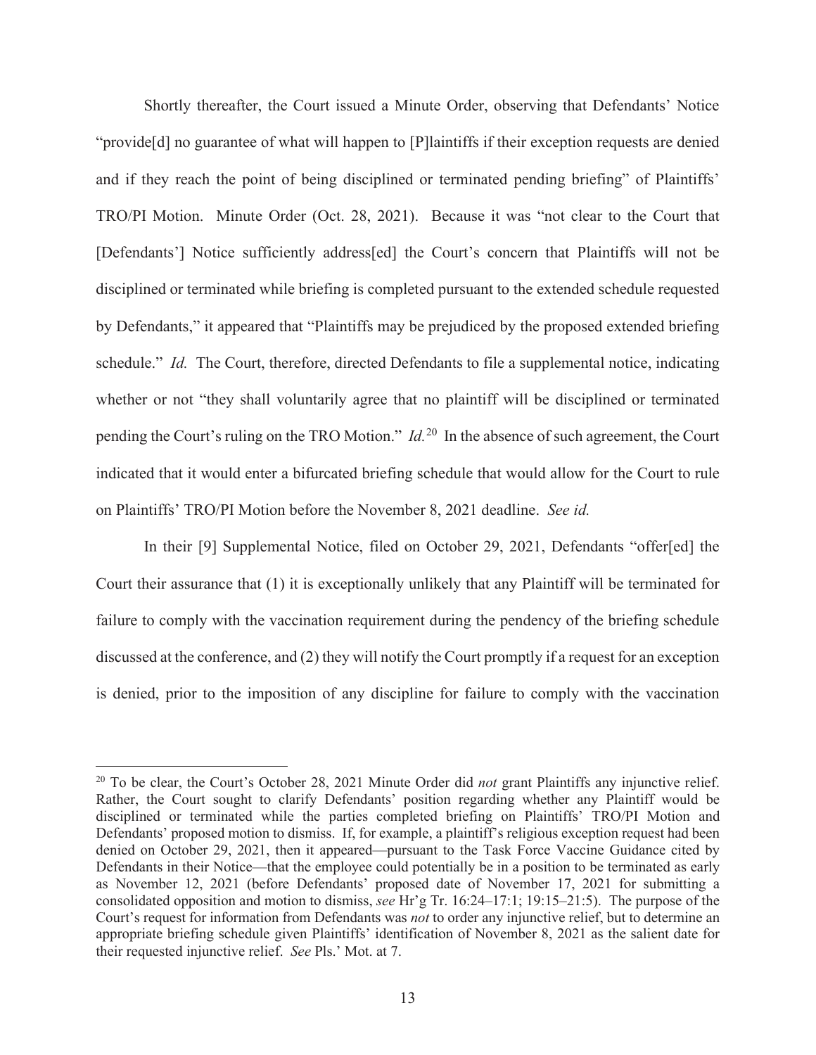Shortly thereafter, the Court issued a Minute Order, observing that Defendants' Notice "provide[d] no guarantee of what will happen to [P]laintiffs if their exception requests are denied and if they reach the point of being disciplined or terminated pending briefing" of Plaintiffs' TRO/PI Motion. Minute Order (Oct. 28, 2021). Because it was "not clear to the Court that [Defendants'] Notice sufficiently address[ed] the Court's concern that Plaintiffs will not be disciplined or terminated while briefing is completed pursuant to the extended schedule requested by Defendants," it appeared that "Plaintiffs may be prejudiced by the proposed extended briefing schedule." *Id.* The Court, therefore, directed Defendants to file a supplemental notice, indicating whether or not "they shall voluntarily agree that no plaintiff will be disciplined or terminated pending the Court's ruling on the TRO Motion." *Id.*[20] In the absence of such agreement, the Court indicated that it would enter a bifurcated briefing schedule that would allow for the Court to rule on Plaintiffs' TRO/PI Motion before the November 8, 2021 deadline. *See id.*

In their [9] Supplemental Notice, filed on October 29, 2021, Defendants "offer[ed] the Court their assurance that (1) it is exceptionally unlikely that any Plaintiff will be terminated for failure to comply with the vaccination requirement during the pendency of the briefing schedule discussed at the conference, and (2) they will notify the Court promptly if a request for an exception is denied, prior to the imposition of any discipline for failure to comply with the vaccination

[20] To be clear, the Court's October 28, 2021 Minute Order did *not* grant Plaintiffs any injunctive relief. Rather, the Court sought to clarify Defendants' position regarding whether any Plaintiff would be disciplined or terminated while the parties completed briefing on Plaintiffs' TRO/PI Motion and Defendants' proposed motion to dismiss. If, for example, a plaintiff's religious exception request had been denied on October 29, 2021, then it appeared—pursuant to the Task Force Vaccine Guidance cited by Defendants in their Notice—that the employee could potentially be in a position to be terminated as early as November 12, 2021 (before Defendants' proposed date of November 17, 2021 for submitting a consolidated opposition and motion to dismiss, *see* Hr'g Tr. 16:24–17:1; 19:15–21:5). The purpose of the Court's request for information from Defendants was *not* to order any injunctive relief, but to determine an appropriate briefing schedule given Plaintiffs' identification of November 8, 2021 as the salient date for their requested injunctive relief. *See* Pls.' Mot. at 7.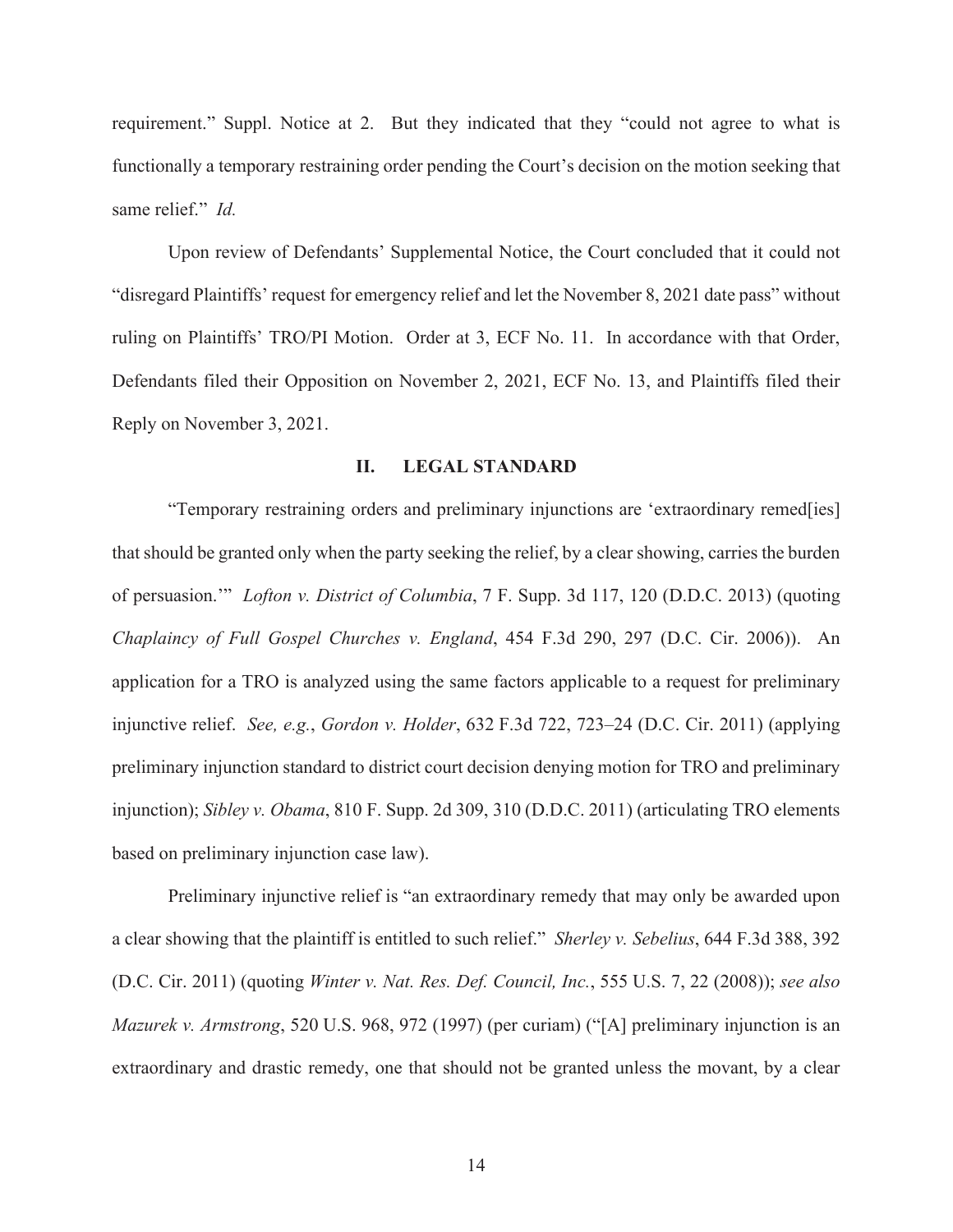requirement." Suppl. Notice at 2. But they indicated that they "could not agree to what is functionally a temporary restraining order pending the Court's decision on the motion seeking that same relief." *Id.*

Upon review of Defendants' Supplemental Notice, the Court concluded that it could not "disregard Plaintiffs' request for emergency relief and let the November 8, 2021 date pass" without ruling on Plaintiffs' TRO/PI Motion. Order at 3, ECF No. 11. In accordance with that Order, Defendants filed their Opposition on November 2, 2021, ECF No. 13, and Plaintiffs filed their Reply on November 3, 2021.

## II. LEGAL STANDARD

"Temporary restraining orders and preliminary injunctions are 'extraordinary remed[ies] that should be granted only when the party seeking the relief, by a clear showing, carries the burden of persuasion.'" *Lofton v. District of Columbia*, 7 F. Supp. 3d 117, 120 (D.D.C. 2013) (quoting *Chaplaincy of Full Gospel Churches v. England*, 454 F.3d 290, 297 (D.C. Cir. 2006)). An application for a TRO is analyzed using the same factors applicable to a request for preliminary injunctive relief. *See, e.g.*, *Gordon v. Holder*, 632 F.3d 722, 723–24 (D.C. Cir. 2011) (applying preliminary injunction standard to district court decision denying motion for TRO and preliminary injunction); *Sibley v. Obama*, 810 F. Supp. 2d 309, 310 (D.D.C. 2011) (articulating TRO elements based on preliminary injunction case law).

Preliminary injunctive relief is "an extraordinary remedy that may only be awarded upon a clear showing that the plaintiff is entitled to such relief." *Sherley v. Sebelius*, 644 F.3d 388, 392 (D.C. Cir. 2011) (quoting *Winter v. Nat. Res. Def. Council, Inc.*, 555 U.S. 7, 22 (2008)); *see also Mazurek v. Armstrong*, 520 U.S. 968, 972 (1997) (per curiam) ("[A] preliminary injunction is an extraordinary and drastic remedy, one that should not be granted unless the movant, by a clear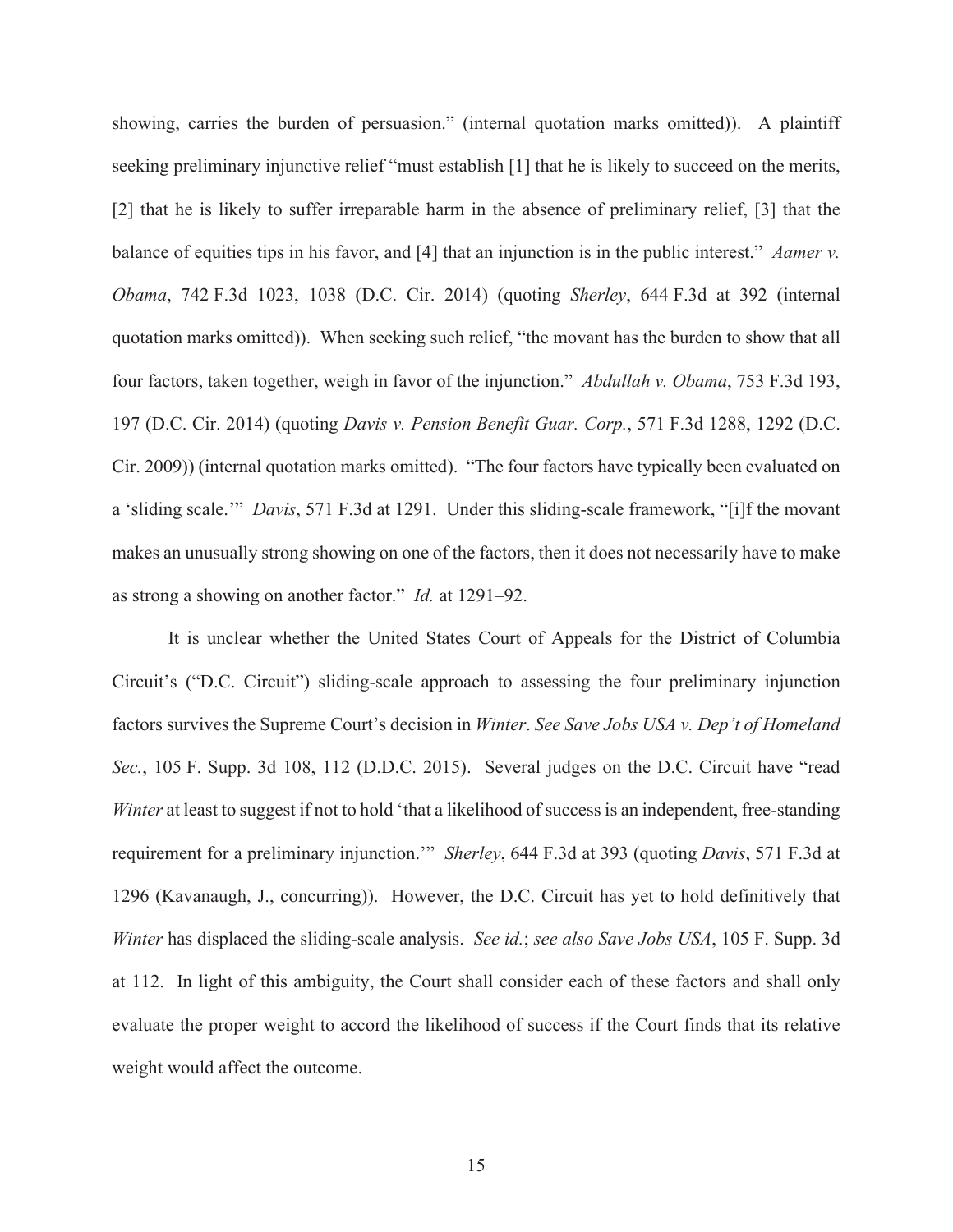showing, carries the burden of persuasion." (internal quotation marks omitted)). A plaintiff seeking preliminary injunctive relief "must establish [1] that he is likely to succeed on the merits, [2] that he is likely to suffer irreparable harm in the absence of preliminary relief, [3] that the balance of equities tips in his favor, and [4] that an injunction is in the public interest." *Aamer v. Obama*, 742 F.3d 1023, 1038 (D.C. Cir. 2014) (quoting *Sherley*, 644 F.3d at 392 (internal quotation marks omitted)). When seeking such relief, "the movant has the burden to show that all four factors, taken together, weigh in favor of the injunction." *Abdullah v. Obama*, 753 F.3d 193, 197 (D.C. Cir. 2014) (quoting *Davis v. Pension Benefit Guar. Corp.*, 571 F.3d 1288, 1292 (D.C. Cir. 2009)) (internal quotation marks omitted). "The four factors have typically been evaluated on a 'sliding scale.'" *Davis*, 571 F.3d at 1291. Under this sliding-scale framework, "[i]f the movant makes an unusually strong showing on one of the factors, then it does not necessarily have to make as strong a showing on another factor." *Id.* at 1291–92.

It is unclear whether the United States Court of Appeals for the District of Columbia Circuit's ("D.C. Circuit") sliding-scale approach to assessing the four preliminary injunction factors survives the Supreme Court's decision in *Winter*. *See Save Jobs USA v. Dep't of Homeland Sec.*, 105 F. Supp. 3d 108, 112 (D.D.C. 2015). Several judges on the D.C. Circuit have "read *Winter* at least to suggest if not to hold 'that a likelihood of success is an independent, free-standing requirement for a preliminary injunction.'" *Sherley*, 644 F.3d at 393 (quoting *Davis*, 571 F.3d at 1296 (Kavanaugh, J., concurring)). However, the D.C. Circuit has yet to hold definitively that *Winter* has displaced the sliding-scale analysis. *See id.*; *see also Save Jobs USA*, 105 F. Supp. 3d at 112. In light of this ambiguity, the Court shall consider each of these factors and shall only evaluate the proper weight to accord the likelihood of success if the Court finds that its relative weight would affect the outcome.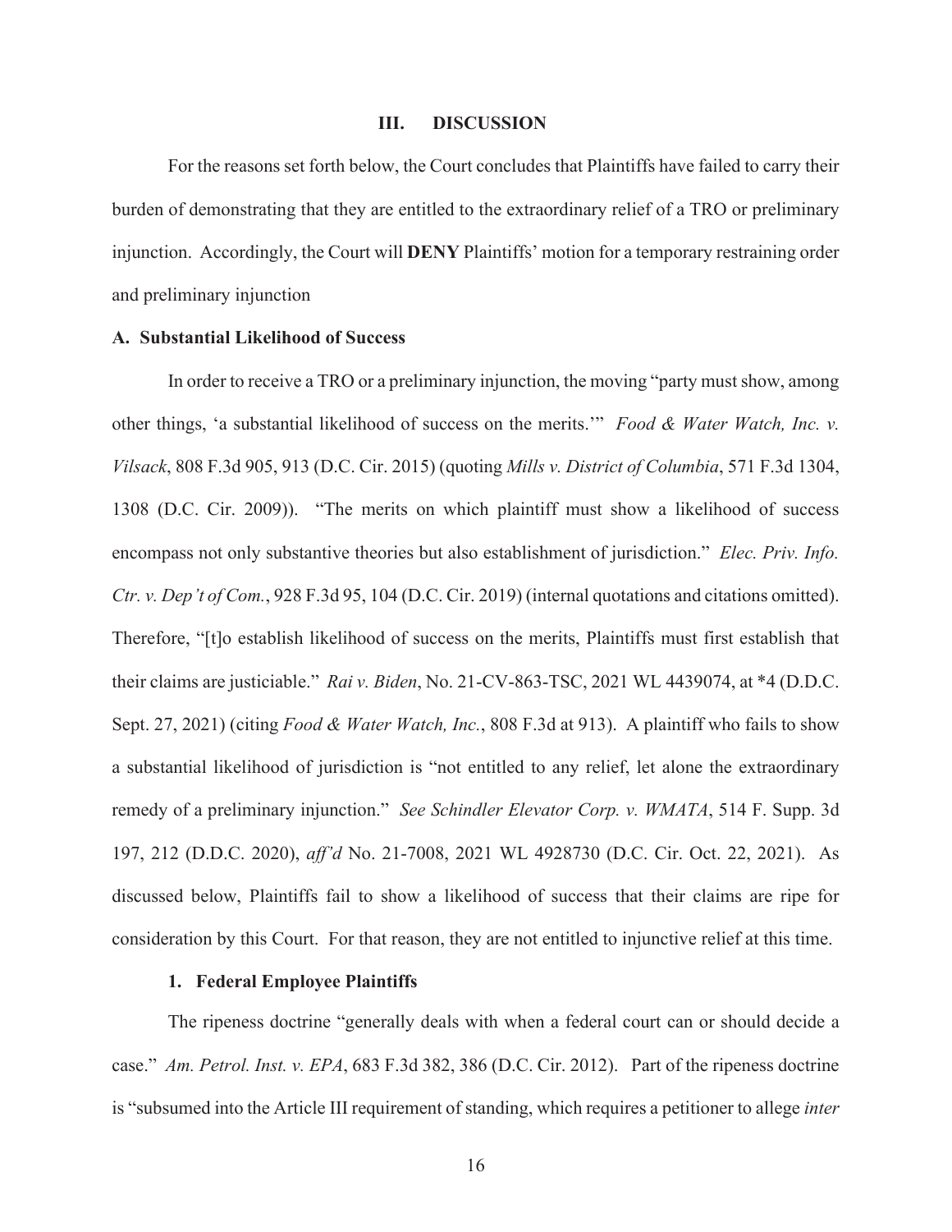## III. DISCUSSION

For the reasons set forth below, the Court concludes that Plaintiffs have failed to carry their burden of demonstrating that they are entitled to the extraordinary relief of a TRO or preliminary injunction. Accordingly, the Court will **DENY** Plaintiffs' motion for a temporary restraining order and preliminary injunction

### A. Substantial Likelihood of Success

In order to receive a TRO or a preliminary injunction, the moving "party must show, among other things, 'a substantial likelihood of success on the merits.'" *Food & Water Watch, Inc. v. Vilsack*, 808 F.3d 905, 913 (D.C. Cir. 2015) (quoting *Mills v. District of Columbia*, 571 F.3d 1304, 1308 (D.C. Cir. 2009)). "The merits on which plaintiff must show a likelihood of success encompass not only substantive theories but also establishment of jurisdiction." *Elec. Priv. Info. Ctr. v. Dep't of Com.*, 928 F.3d 95, 104 (D.C. Cir. 2019) (internal quotations and citations omitted). Therefore, "[t]o establish likelihood of success on the merits, Plaintiffs must first establish that their claims are justiciable." *Rai v. Biden*, No. 21-CV-863-TSC, 2021 WL 4439074, at *4 (D.D.C. Sept. 27, 2021) (citing *Food & Water Watch, Inc.*, 808 F.3d at 913). A plaintiff who fails to show a substantial likelihood of jurisdiction is "not entitled to any relief, let alone the extraordinary remedy of a preliminary injunction." *See Schindler Elevator Corp. v. WMATA*, 514 F. Supp. 3d 197, 212 (D.D.C. 2020), *aff'd* No. 21-7008, 2021 WL 4928730 (D.C. Cir. Oct. 22, 2021). As discussed below, Plaintiffs fail to show a likelihood of success that their claims are ripe for consideration by this Court. For that reason, they are not entitled to injunctive relief at this time.

#### 1. Federal Employee Plaintiffs

The ripeness doctrine "generally deals with when a federal court can or should decide a case." *Am. Petrol. Inst. v. EPA*, 683 F.3d 382, 386 (D.C. Cir. 2012). Part of the ripeness doctrine is "subsumed into the Article III requirement of standing, which requires a petitioner to allege *inter*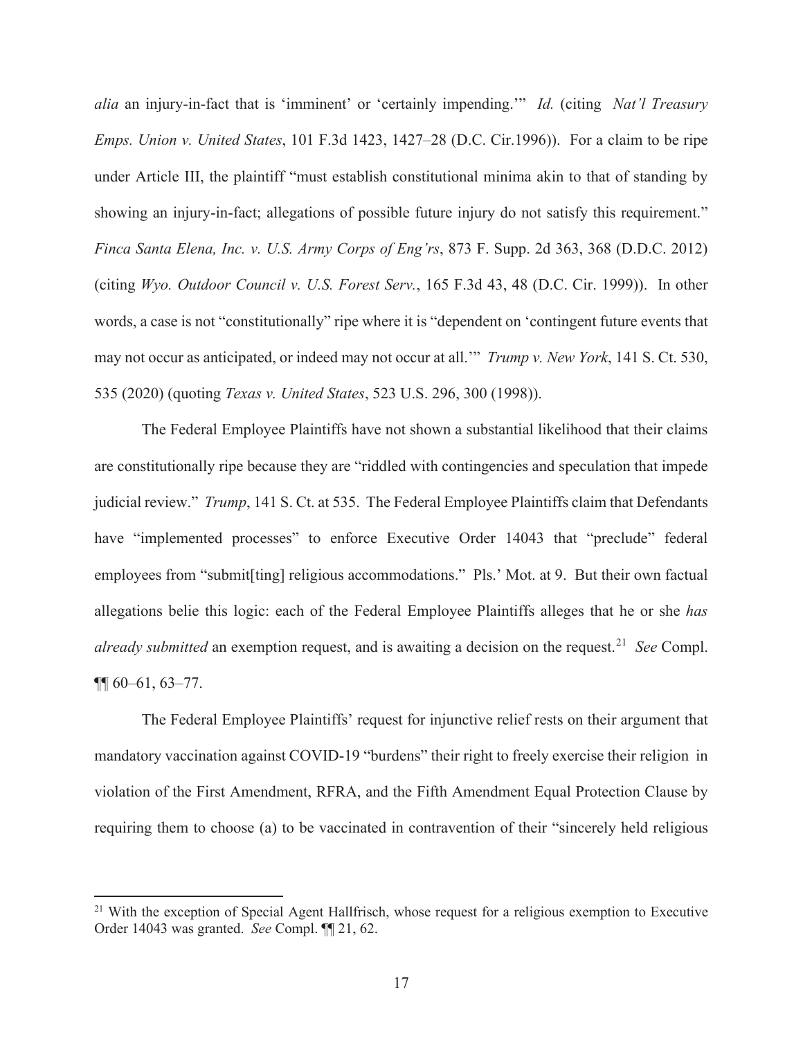*alia* an injury-in-fact that is 'imminent' or 'certainly impending.'" *Id.* (citing *Nat'l Treasury Emps. Union v. United States*, 101 F.3d 1423, 1427–28 (D.C. Cir.1996)). For a claim to be ripe under Article III, the plaintiff "must establish constitutional minima akin to that of standing by showing an injury-in-fact; allegations of possible future injury do not satisfy this requirement." *Finca Santa Elena, Inc. v. U.S. Army Corps of Eng'rs*, 873 F. Supp. 2d 363, 368 (D.D.C. 2012) (citing *Wyo. Outdoor Council v. U.S. Forest Serv.*, 165 F.3d 43, 48 (D.C. Cir. 1999)). In other words, a case is not "constitutionally" ripe where it is "dependent on 'contingent future events that may not occur as anticipated, or indeed may not occur at all.'" *Trump v. New York*, 141 S. Ct. 530, 535 (2020) (quoting *Texas v. United States*, 523 U.S. 296, 300 (1998)).

The Federal Employee Plaintiffs have not shown a substantial likelihood that their claims are constitutionally ripe because they are "riddled with contingencies and speculation that impede judicial review." *Trump*, 141 S. Ct. at 535. The Federal Employee Plaintiffs claim that Defendants have "implemented processes" to enforce Executive Order 14043 that "preclude" federal employees from "submit[ting] religious accommodations." Pls.' Mot. at 9. But their own factual allegations belie this logic: each of the Federal Employee Plaintiffs alleges that he or she *has already submitted* an exemption request, and is awaiting a decision on the request.[21] *See* Compl. ¶¶ 60–61, 63–77.

The Federal Employee Plaintiffs' request for injunctive relief rests on their argument that mandatory vaccination against COVID-19 "burdens" their right to freely exercise their religion in violation of the First Amendment, RFRA, and the Fifth Amendment Equal Protection Clause by requiring them to choose (a) to be vaccinated in contravention of their "sincerely held religious

[21] With the exception of Special Agent Hallfrisch, whose request for a religious exemption to Executive Order 14043 was granted. *See* Compl. ¶¶ 21, 62.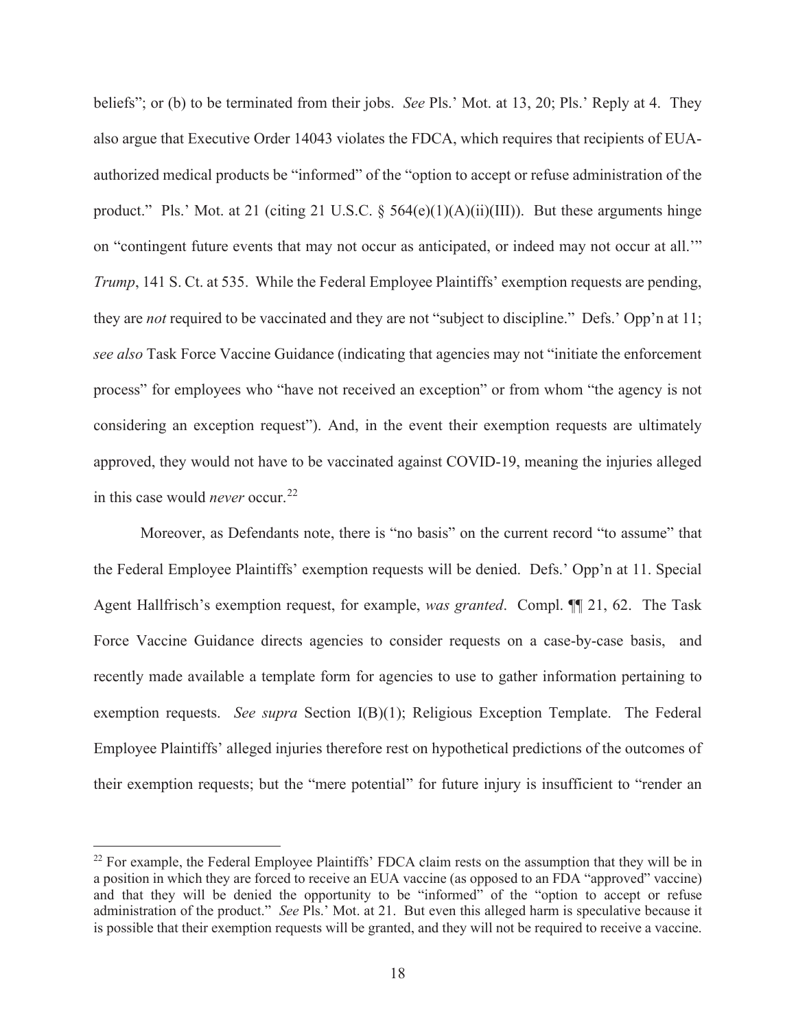beliefs"; or (b) to be terminated from their jobs. *See* Pls.' Mot. at 13, 20; Pls.' Reply at 4. They also argue that Executive Order 14043 violates the FDCA, which requires that recipients of EUA-authorized medical products be "informed" of the "option to accept or refuse administration of the product." Pls.' Mot. at 21 (citing 21 U.S.C. § 564(e)(1)(A)(ii)(III)). But these arguments hinge on "contingent future events that may not occur as anticipated, or indeed may not occur at all.'" *Trump*, 141 S. Ct. at 535. While the Federal Employee Plaintiffs' exemption requests are pending, they are *not* required to be vaccinated and they are not "subject to discipline." Defs.' Opp'n at 11; *see also* Task Force Vaccine Guidance (indicating that agencies may not "initiate the enforcement process" for employees who "have not received an exception" or from whom "the agency is not considering an exception request"). And, in the event their exemption requests are ultimately approved, they would not have to be vaccinated against COVID-19, meaning the injuries alleged in this case would *never* occur.[22]

Moreover, as Defendants note, there is "no basis" on the current record "to assume" that the Federal Employee Plaintiffs' exemption requests will be denied. Defs.' Opp'n at 11. Special Agent Hallfrisch's exemption request, for example, *was granted*. Compl. ¶¶ 21, 62. The Task Force Vaccine Guidance directs agencies to consider requests on a case-by-case basis, and recently made available a template form for agencies to use to gather information pertaining to exemption requests. *See supra* Section I(B)(1); Religious Exception Template. The Federal Employee Plaintiffs' alleged injuries therefore rest on hypothetical predictions of the outcomes of their exemption requests; but the "mere potential" for future injury is insufficient to "render an

[22] For example, the Federal Employee Plaintiffs' FDCA claim rests on the assumption that they will be in a position in which they are forced to receive an EUA vaccine (as opposed to an FDA "approved" vaccine) and that they will be denied the opportunity to be "informed" of the "option to accept or refuse administration of the product." *See* Pls.' Mot. at 21. But even this alleged harm is speculative because it is possible that their exemption requests will be granted, and they will not be required to receive a vaccine.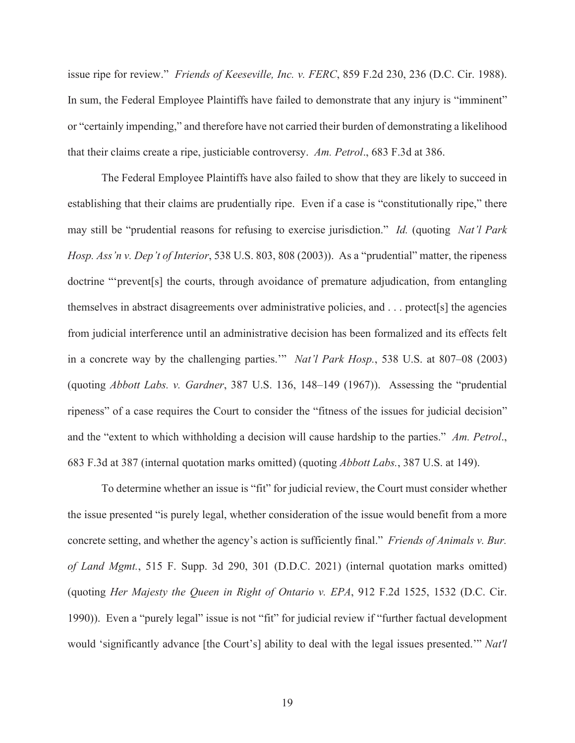issue ripe for review." *Friends of Keeseville, Inc. v. FERC*, 859 F.2d 230, 236 (D.C. Cir. 1988). In sum, the Federal Employee Plaintiffs have failed to demonstrate that any injury is "imminent" or "certainly impending," and therefore have not carried their burden of demonstrating a likelihood that their claims create a ripe, justiciable controversy. *Am. Petrol*., 683 F.3d at 386.

The Federal Employee Plaintiffs have also failed to show that they are likely to succeed in establishing that their claims are prudentially ripe. Even if a case is "constitutionally ripe," there may still be "prudential reasons for refusing to exercise jurisdiction." *Id.* (quoting *Nat'l Park Hosp. Ass'n v. Dep't of Interior*, 538 U.S. 803, 808 (2003)). As a "prudential" matter, the ripeness doctrine "'prevent[s] the courts, through avoidance of premature adjudication, from entangling themselves in abstract disagreements over administrative policies, and . . . protect[s] the agencies from judicial interference until an administrative decision has been formalized and its effects felt in a concrete way by the challenging parties.'" *Nat'l Park Hosp.*, 538 U.S. at 807–08 (2003) (quoting *Abbott Labs. v. Gardner*, 387 U.S. 136, 148–149 (1967)). Assessing the "prudential ripeness" of a case requires the Court to consider the "fitness of the issues for judicial decision" and the "extent to which withholding a decision will cause hardship to the parties." *Am. Petrol*., 683 F.3d at 387 (internal quotation marks omitted) (quoting *Abbott Labs.*, 387 U.S. at 149).

To determine whether an issue is "fit" for judicial review, the Court must consider whether the issue presented "is purely legal, whether consideration of the issue would benefit from a more concrete setting, and whether the agency's action is sufficiently final." *Friends of Animals v. Bur. of Land Mgmt.*, 515 F. Supp. 3d 290, 301 (D.D.C. 2021) (internal quotation marks omitted) (quoting *Her Majesty the Queen in Right of Ontario v. EPA*, 912 F.2d 1525, 1532 (D.C. Cir. 1990)). Even a "purely legal" issue is not "fit" for judicial review if "further factual development would 'significantly advance [the Court's] ability to deal with the legal issues presented.'" *Nat'l*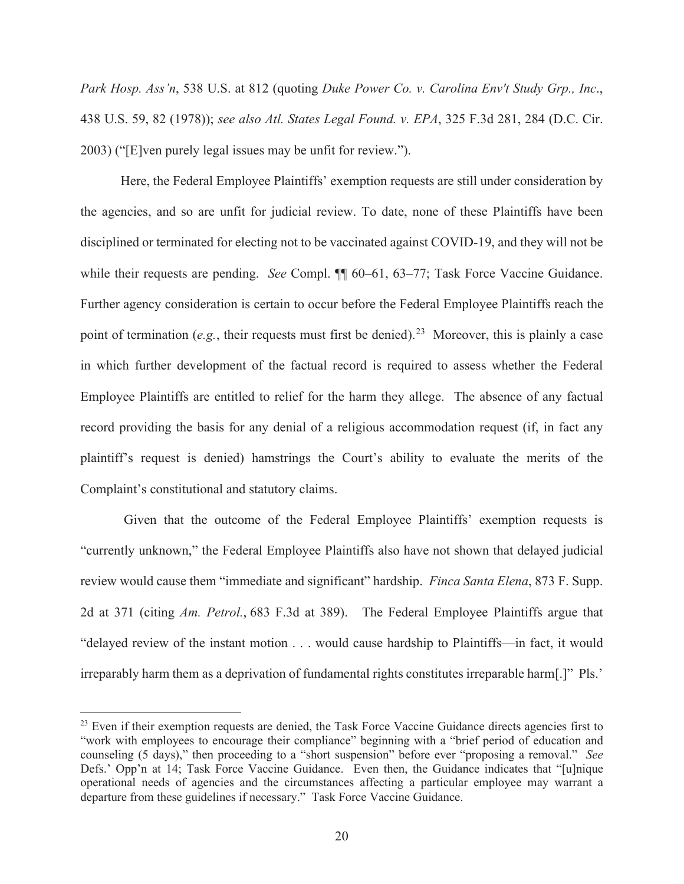*Park Hosp. Ass'n*, 538 U.S. at 812 (quoting *Duke Power Co. v. Carolina Env't Study Grp., Inc*., 438 U.S. 59, 82 (1978)); *see also Atl. States Legal Found. v. EPA*, 325 F.3d 281, 284 (D.C. Cir. 2003) ("[E]ven purely legal issues may be unfit for review.").

Here, the Federal Employee Plaintiffs' exemption requests are still under consideration by the agencies, and so are unfit for judicial review. To date, none of these Plaintiffs have been disciplined or terminated for electing not to be vaccinated against COVID-19, and they will not be while their requests are pending. *See* Compl. ¶¶ 60–61, 63–77; Task Force Vaccine Guidance. Further agency consideration is certain to occur before the Federal Employee Plaintiffs reach the point of termination (*e.g.*, their requests must first be denied).[23] Moreover, this is plainly a case in which further development of the factual record is required to assess whether the Federal Employee Plaintiffs are entitled to relief for the harm they allege. The absence of any factual record providing the basis for any denial of a religious accommodation request (if, in fact any plaintiff's request is denied) hamstrings the Court's ability to evaluate the merits of the Complaint's constitutional and statutory claims.

Given that the outcome of the Federal Employee Plaintiffs' exemption requests is "currently unknown," the Federal Employee Plaintiffs also have not shown that delayed judicial review would cause them "immediate and significant" hardship. *Finca Santa Elena*, 873 F. Supp. 2d at 371 (citing *Am. Petrol.*, 683 F.3d at 389). The Federal Employee Plaintiffs argue that "delayed review of the instant motion . . . would cause hardship to Plaintiffs—in fact, it would irreparably harm them as a deprivation of fundamental rights constitutes irreparable harm[.]" Pls.'

---

[23] Even if their exemption requests are denied, the Task Force Vaccine Guidance directs agencies first to "work with employees to encourage their compliance" beginning with a "brief period of education and counseling (5 days)," then proceeding to a "short suspension" before ever "proposing a removal." *See* Defs.' Opp'n at 14; Task Force Vaccine Guidance. Even then, the Guidance indicates that "[u]nique operational needs of agencies and the circumstances affecting a particular employee may warrant a departure from these guidelines if necessary." Task Force Vaccine Guidance.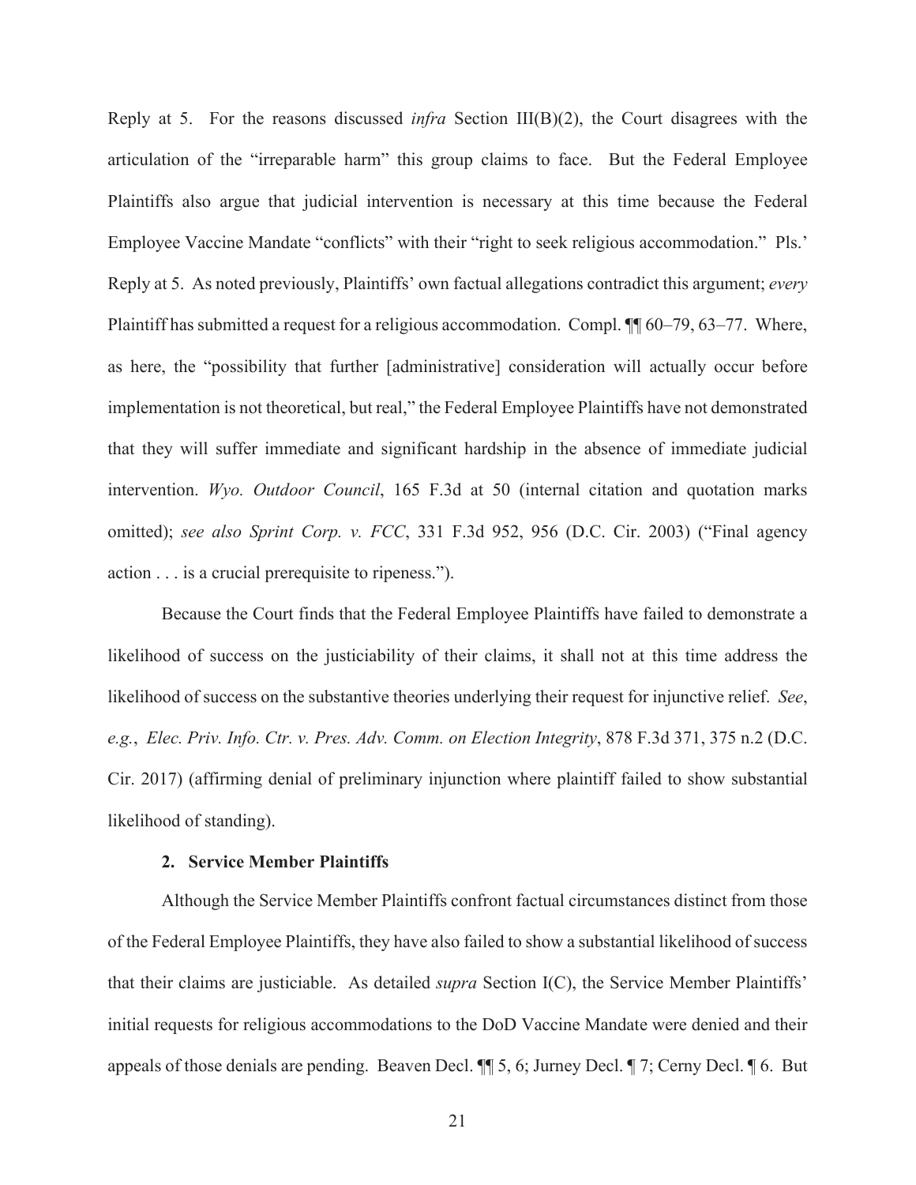Reply at 5. For the reasons discussed *infra* Section III(B)(2), the Court disagrees with the articulation of the "irreparable harm" this group claims to face. But the Federal Employee Plaintiffs also argue that judicial intervention is necessary at this time because the Federal Employee Vaccine Mandate "conflicts" with their "right to seek religious accommodation." Pls.' Reply at 5. As noted previously, Plaintiffs' own factual allegations contradict this argument; *every* Plaintiff has submitted a request for a religious accommodation. Compl. ¶¶ 60–79, 63–77. Where, as here, the "possibility that further [administrative] consideration will actually occur before implementation is not theoretical, but real," the Federal Employee Plaintiffs have not demonstrated that they will suffer immediate and significant hardship in the absence of immediate judicial intervention. *Wyo. Outdoor Council*, 165 F.3d at 50 (internal citation and quotation marks omitted); *see also Sprint Corp. v. FCC*, 331 F.3d 952, 956 (D.C. Cir. 2003) ("Final agency action . . . is a crucial prerequisite to ripeness.").

Because the Court finds that the Federal Employee Plaintiffs have failed to demonstrate a likelihood of success on the justiciability of their claims, it shall not at this time address the likelihood of success on the substantive theories underlying their request for injunctive relief. *See*, *e.g.*, *Elec. Priv. Info. Ctr. v. Pres. Adv. Comm. on Election Integrity*, 878 F.3d 371, 375 n.2 (D.C. Cir. 2017) (affirming denial of preliminary injunction where plaintiff failed to show substantial likelihood of standing).

**2. Service Member Plaintiffs**

Although the Service Member Plaintiffs confront factual circumstances distinct from those of the Federal Employee Plaintiffs, they have also failed to show a substantial likelihood of success that their claims are justiciable. As detailed *supra* Section I(C), the Service Member Plaintiffs' initial requests for religious accommodations to the DoD Vaccine Mandate were denied and their appeals of those denials are pending. Beaven Decl. ¶¶ 5, 6; Jurney Decl. ¶ 7; Cerny Decl. ¶ 6. But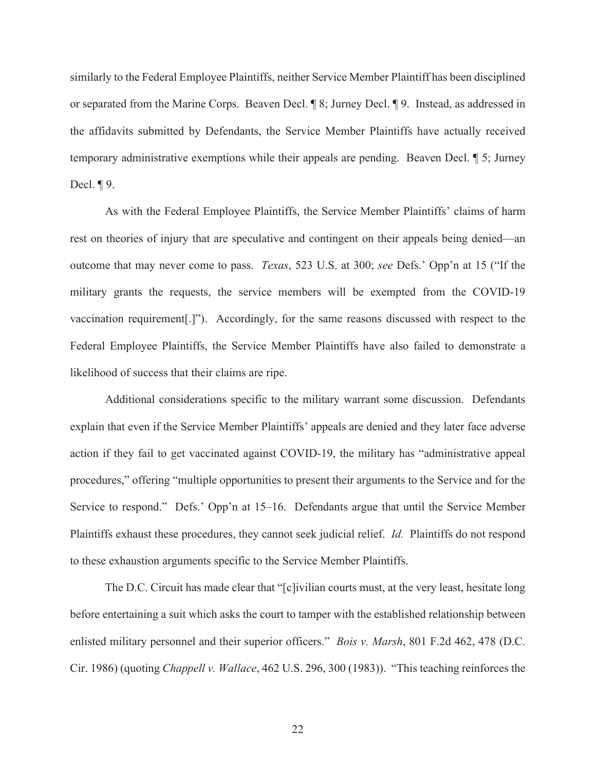similarly to the Federal Employee Plaintiffs, neither Service Member Plaintiff has been disciplined or separated from the Marine Corps. Beaven Decl. ¶ 8; Jurney Decl. ¶ 9. Instead, as addressed in the affidavits submitted by Defendants, the Service Member Plaintiffs have actually received temporary administrative exemptions while their appeals are pending. Beaven Decl. ¶ 5; Jurney Decl. ¶ 9.

As with the Federal Employee Plaintiffs, the Service Member Plaintiffs' claims of harm rest on theories of injury that are speculative and contingent on their appeals being denied—an outcome that may never come to pass. *Texas*, 523 U.S. at 300; *see* Defs.' Opp'n at 15 ("If the military grants the requests, the service members will be exempted from the COVID-19 vaccination requirement[.]"). Accordingly, for the same reasons discussed with respect to the Federal Employee Plaintiffs, the Service Member Plaintiffs have also failed to demonstrate a likelihood of success that their claims are ripe.

Additional considerations specific to the military warrant some discussion. Defendants explain that even if the Service Member Plaintiffs' appeals are denied and they later face adverse action if they fail to get vaccinated against COVID-19, the military has "administrative appeal procedures," offering "multiple opportunities to present their arguments to the Service and for the Service to respond." Defs.' Opp'n at 15–16. Defendants argue that until the Service Member Plaintiffs exhaust these procedures, they cannot seek judicial relief. *Id.* Plaintiffs do not respond to these exhaustion arguments specific to the Service Member Plaintiffs.

The D.C. Circuit has made clear that "[c]ivilian courts must, at the very least, hesitate long before entertaining a suit which asks the court to tamper with the established relationship between enlisted military personnel and their superior officers." *Bois v. Marsh*, 801 F.2d 462, 478 (D.C. Cir. 1986) (quoting *Chappell v. Wallace*, 462 U.S. 296, 300 (1983)). "This teaching reinforces the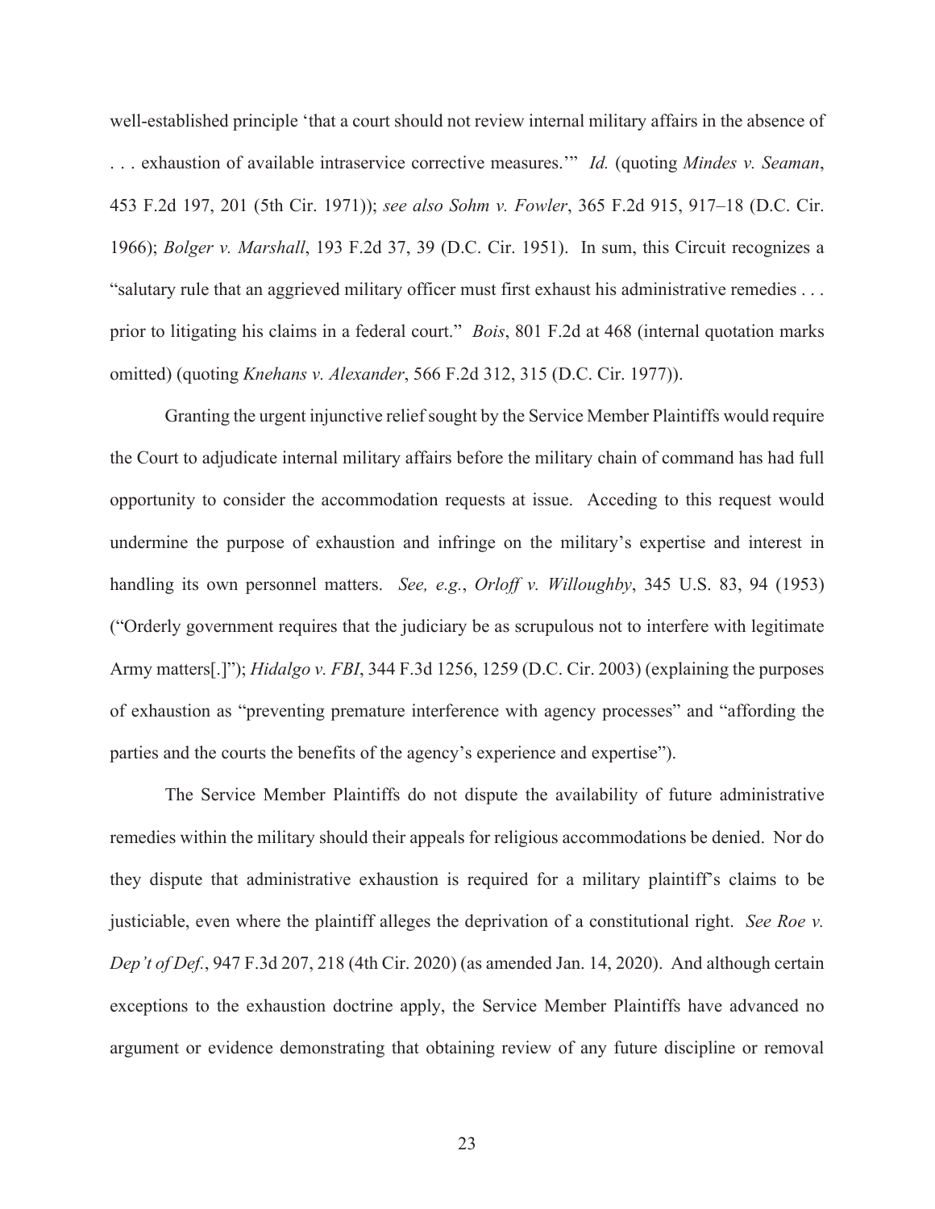well-established principle 'that a court should not review internal military affairs in the absence of . . . exhaustion of available intraservice corrective measures.'" *Id.* (quoting *Mindes v. Seaman*, 453 F.2d 197, 201 (5th Cir. 1971)); *see also Sohm v. Fowler*, 365 F.2d 915, 917–18 (D.C. Cir. 1966); *Bolger v. Marshall*, 193 F.2d 37, 39 (D.C. Cir. 1951). In sum, this Circuit recognizes a "salutary rule that an aggrieved military officer must first exhaust his administrative remedies . . . prior to litigating his claims in a federal court." *Bois*, 801 F.2d at 468 (internal quotation marks omitted) (quoting *Knehans v. Alexander*, 566 F.2d 312, 315 (D.C. Cir. 1977)).

Granting the urgent injunctive relief sought by the Service Member Plaintiffs would require the Court to adjudicate internal military affairs before the military chain of command has had full opportunity to consider the accommodation requests at issue. Acceding to this request would undermine the purpose of exhaustion and infringe on the military's expertise and interest in handling its own personnel matters. *See, e.g.*, *Orloff v. Willoughby*, 345 U.S. 83, 94 (1953) ("Orderly government requires that the judiciary be as scrupulous not to interfere with legitimate Army matters[.]"); *Hidalgo v. FBI*, 344 F.3d 1256, 1259 (D.C. Cir. 2003) (explaining the purposes of exhaustion as "preventing premature interference with agency processes" and "affording the parties and the courts the benefits of the agency's experience and expertise").

The Service Member Plaintiffs do not dispute the availability of future administrative remedies within the military should their appeals for religious accommodations be denied. Nor do they dispute that administrative exhaustion is required for a military plaintiff's claims to be justiciable, even where the plaintiff alleges the deprivation of a constitutional right. *See Roe v. Dep't of Def.*, 947 F.3d 207, 218 (4th Cir. 2020) (as amended Jan. 14, 2020). And although certain exceptions to the exhaustion doctrine apply, the Service Member Plaintiffs have advanced no argument or evidence demonstrating that obtaining review of any future discipline or removal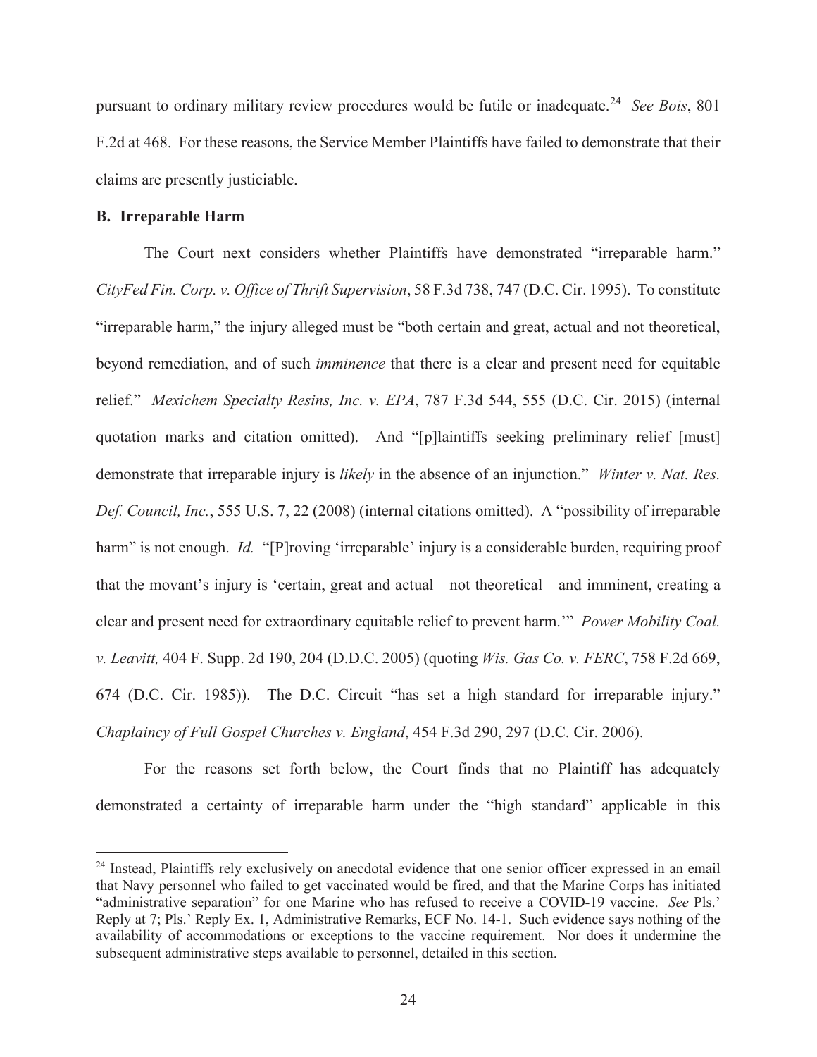pursuant to ordinary military review procedures would be futile or inadequate.[24] *See Bois*, 801 F.2d at 468. For these reasons, the Service Member Plaintiffs have failed to demonstrate that their claims are presently justiciable.

**B. Irreparable Harm**

The Court next considers whether Plaintiffs have demonstrated "irreparable harm." *CityFed Fin. Corp. v. Office of Thrift Supervision*, 58 F.3d 738, 747 (D.C. Cir. 1995). To constitute "irreparable harm," the injury alleged must be "both certain and great, actual and not theoretical, beyond remediation, and of such *imminence* that there is a clear and present need for equitable relief." *Mexichem Specialty Resins, Inc. v. EPA*, 787 F.3d 544, 555 (D.C. Cir. 2015) (internal quotation marks and citation omitted). And "[p]laintiffs seeking preliminary relief [must] demonstrate that irreparable injury is *likely* in the absence of an injunction." *Winter v. Nat. Res. Def. Council, Inc.*, 555 U.S. 7, 22 (2008) (internal citations omitted). A "possibility of irreparable harm" is not enough. *Id.* "[P]roving 'irreparable' injury is a considerable burden, requiring proof that the movant's injury is 'certain, great and actual—not theoretical—and imminent, creating a clear and present need for extraordinary equitable relief to prevent harm.'" *Power Mobility Coal. v. Leavitt,* 404 F. Supp. 2d 190, 204 (D.D.C. 2005) (quoting *Wis. Gas Co. v. FERC*, 758 F.2d 669, 674 (D.C. Cir. 1985)). The D.C. Circuit "has set a high standard for irreparable injury." *Chaplaincy of Full Gospel Churches v. England*, 454 F.3d 290, 297 (D.C. Cir. 2006).

For the reasons set forth below, the Court finds that no Plaintiff has adequately demonstrated a certainty of irreparable harm under the "high standard" applicable in this

---

[24] Instead, Plaintiffs rely exclusively on anecdotal evidence that one senior officer expressed in an email that Navy personnel who failed to get vaccinated would be fired, and that the Marine Corps has initiated "administrative separation" for one Marine who has refused to receive a COVID-19 vaccine. *See* Pls.' Reply at 7; Pls.' Reply Ex. 1, Administrative Remarks, ECF No. 14-1. Such evidence says nothing of the availability of accommodations or exceptions to the vaccine requirement. Nor does it undermine the subsequent administrative steps available to personnel, detailed in this section.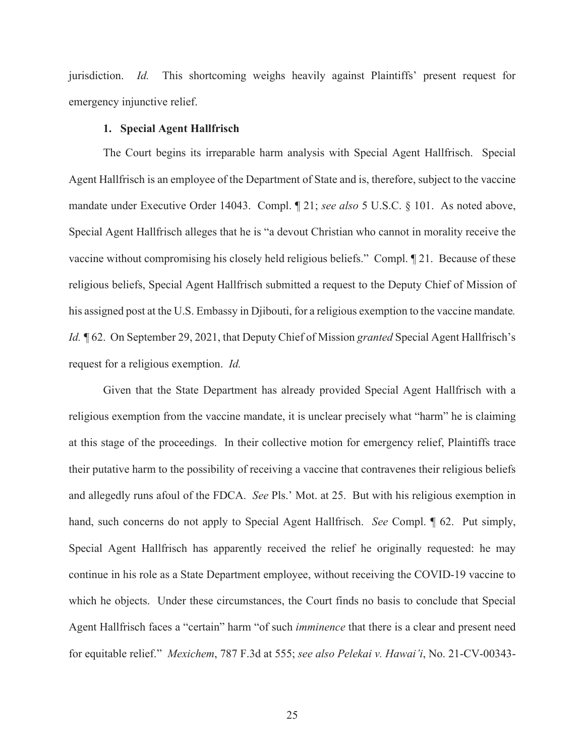jurisdiction. *Id.* This shortcoming weighs heavily against Plaintiffs' present request for emergency injunctive relief.

### 1. Special Agent Hallfrisch

The Court begins its irreparable harm analysis with Special Agent Hallfrisch. Special Agent Hallfrisch is an employee of the Department of State and is, therefore, subject to the vaccine mandate under Executive Order 14043. Compl. ¶ 21; *see also* 5 U.S.C. § 101. As noted above, Special Agent Hallfrisch alleges that he is "a devout Christian who cannot in morality receive the vaccine without compromising his closely held religious beliefs." Compl. ¶ 21. Because of these religious beliefs, Special Agent Hallfrisch submitted a request to the Deputy Chief of Mission of his assigned post at the U.S. Embassy in Djibouti, for a religious exemption to the vaccine mandate*.* *Id.* ¶ 62. On September 29, 2021, that Deputy Chief of Mission *granted* Special Agent Hallfrisch's request for a religious exemption. *Id.*

Given that the State Department has already provided Special Agent Hallfrisch with a religious exemption from the vaccine mandate, it is unclear precisely what "harm" he is claiming at this stage of the proceedings. In their collective motion for emergency relief, Plaintiffs trace their putative harm to the possibility of receiving a vaccine that contravenes their religious beliefs and allegedly runs afoul of the FDCA. *See* Pls.' Mot. at 25. But with his religious exemption in hand, such concerns do not apply to Special Agent Hallfrisch. *See* Compl. ¶ 62. Put simply, Special Agent Hallfrisch has apparently received the relief he originally requested: he may continue in his role as a State Department employee, without receiving the COVID-19 vaccine to which he objects. Under these circumstances, the Court finds no basis to conclude that Special Agent Hallfrisch faces a "certain" harm "of such *imminence* that there is a clear and present need for equitable relief." *Mexichem*, 787 F.3d at 555; *see also Pelekai v. Hawai'i*, No. 21-CV-00343-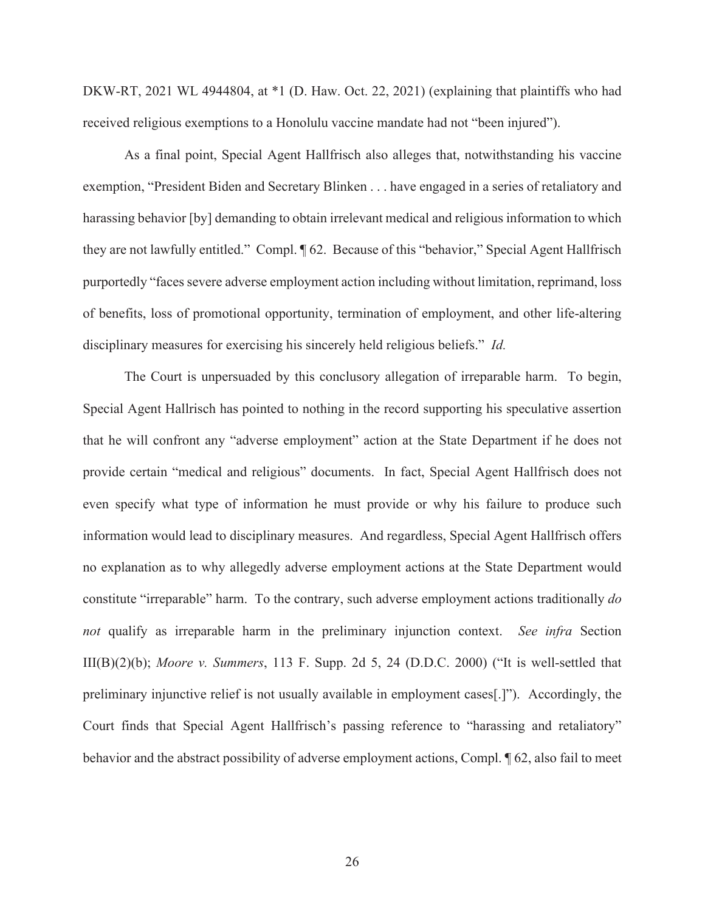DKW-RT, 2021 WL 4944804, at *1 (D. Haw. Oct. 22, 2021) (explaining that plaintiffs who had received religious exemptions to a Honolulu vaccine mandate had not "been injured").

As a final point, Special Agent Hallfrisch also alleges that, notwithstanding his vaccine exemption, "President Biden and Secretary Blinken . . . have engaged in a series of retaliatory and harassing behavior [by] demanding to obtain irrelevant medical and religious information to which they are not lawfully entitled." Compl. ¶ 62. Because of this "behavior," Special Agent Hallfrisch purportedly "faces severe adverse employment action including without limitation, reprimand, loss of benefits, loss of promotional opportunity, termination of employment, and other life-altering disciplinary measures for exercising his sincerely held religious beliefs." *Id.*

The Court is unpersuaded by this conclusory allegation of irreparable harm. To begin, Special Agent Hallrisch has pointed to nothing in the record supporting his speculative assertion that he will confront any "adverse employment" action at the State Department if he does not provide certain "medical and religious" documents. In fact, Special Agent Hallfrisch does not even specify what type of information he must provide or why his failure to produce such information would lead to disciplinary measures. And regardless, Special Agent Hallfrisch offers no explanation as to why allegedly adverse employment actions at the State Department would constitute "irreparable" harm. To the contrary, such adverse employment actions traditionally *do not* qualify as irreparable harm in the preliminary injunction context. *See infra* Section III(B)(2)(b); *Moore v. Summers*, 113 F. Supp. 2d 5, 24 (D.D.C. 2000) ("It is well-settled that preliminary injunctive relief is not usually available in employment cases[.]"). Accordingly, the Court finds that Special Agent Hallfrisch's passing reference to "harassing and retaliatory" behavior and the abstract possibility of adverse employment actions, Compl. ¶ 62, also fail to meet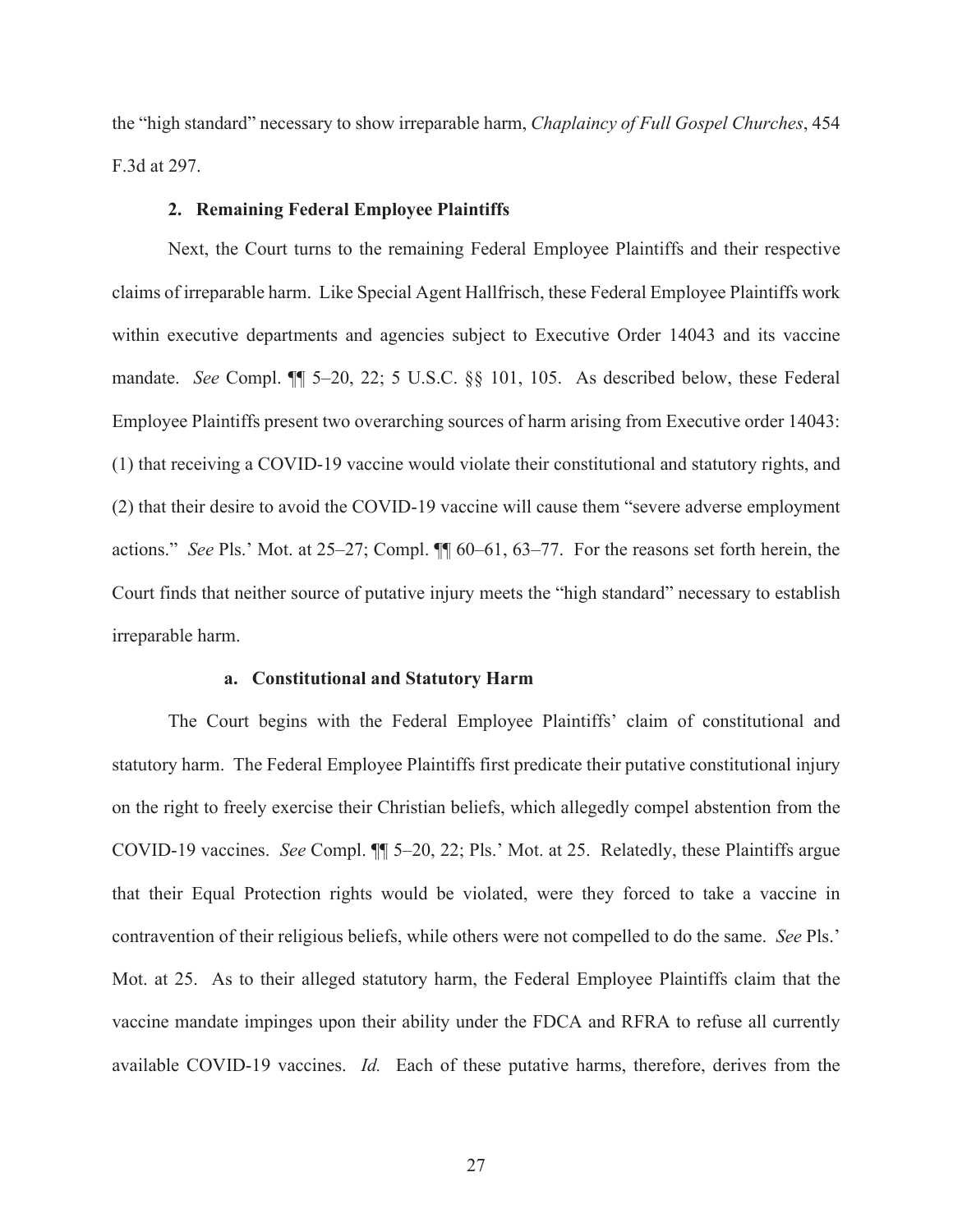the "high standard" necessary to show irreparable harm, *Chaplaincy of Full Gospel Churches*, 454 F.3d at 297.

### 2. Remaining Federal Employee Plaintiffs

Next, the Court turns to the remaining Federal Employee Plaintiffs and their respective claims of irreparable harm. Like Special Agent Hallfrisch, these Federal Employee Plaintiffs work within executive departments and agencies subject to Executive Order 14043 and its vaccine mandate. *See* Compl. ¶¶ 5–20, 22; 5 U.S.C. §§ 101, 105. As described below, these Federal Employee Plaintiffs present two overarching sources of harm arising from Executive order 14043: (1) that receiving a COVID-19 vaccine would violate their constitutional and statutory rights, and (2) that their desire to avoid the COVID-19 vaccine will cause them "severe adverse employment actions." *See* Pls.' Mot. at 25–27; Compl. ¶¶ 60–61, 63–77. For the reasons set forth herein, the Court finds that neither source of putative injury meets the "high standard" necessary to establish irreparable harm.

#### a. Constitutional and Statutory Harm

The Court begins with the Federal Employee Plaintiffs' claim of constitutional and statutory harm. The Federal Employee Plaintiffs first predicate their putative constitutional injury on the right to freely exercise their Christian beliefs, which allegedly compel abstention from the COVID-19 vaccines. *See* Compl. ¶¶ 5–20, 22; Pls.' Mot. at 25. Relatedly, these Plaintiffs argue that their Equal Protection rights would be violated, were they forced to take a vaccine in contravention of their religious beliefs, while others were not compelled to do the same. *See* Pls.' Mot. at 25. As to their alleged statutory harm, the Federal Employee Plaintiffs claim that the vaccine mandate impinges upon their ability under the FDCA and RFRA to refuse all currently available COVID-19 vaccines. *Id.* Each of these putative harms, therefore, derives from the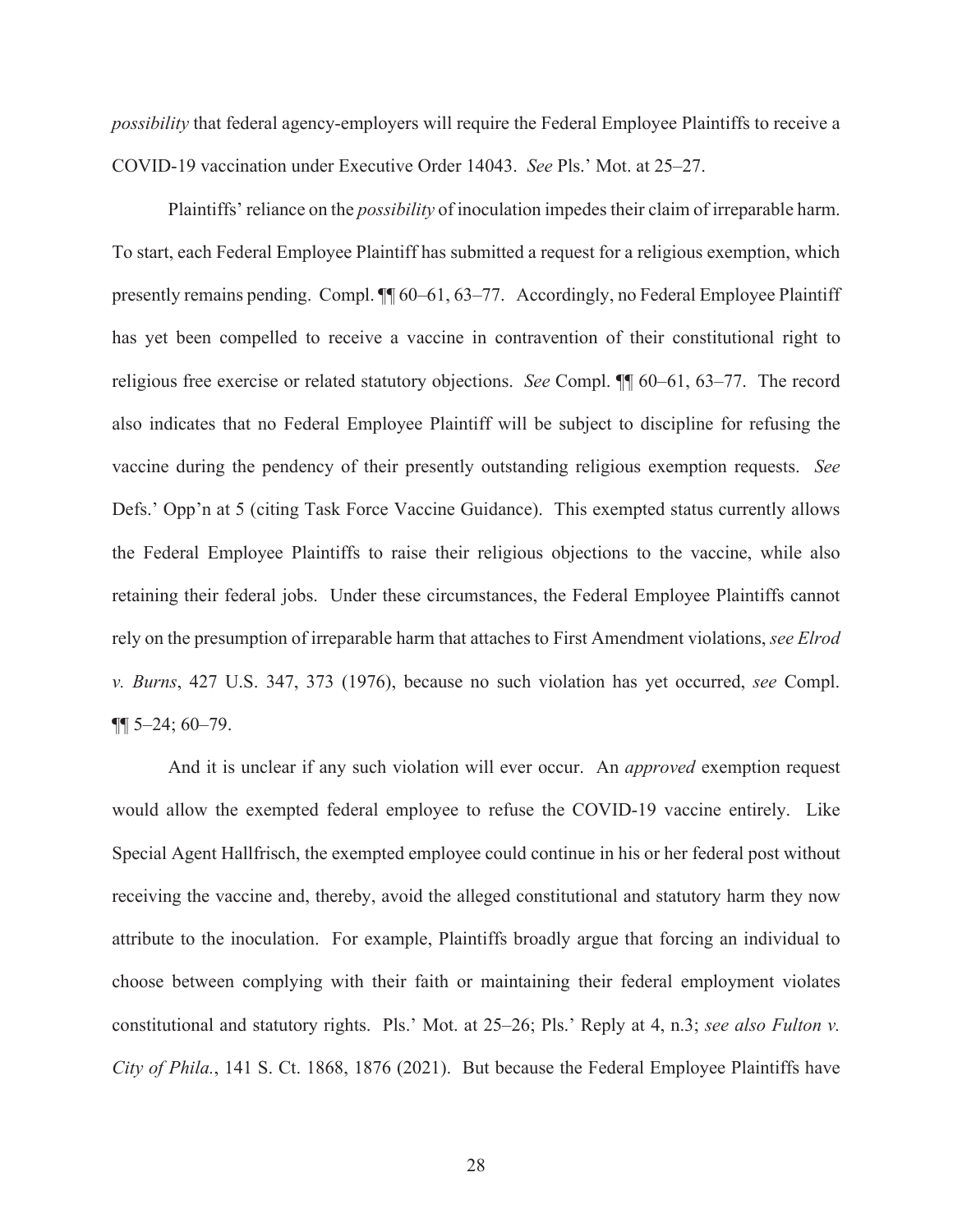*possibility* that federal agency-employers will require the Federal Employee Plaintiffs to receive a COVID-19 vaccination under Executive Order 14043. *See* Pls.' Mot. at 25–27.

Plaintiffs' reliance on the *possibility* of inoculation impedes their claim of irreparable harm. To start, each Federal Employee Plaintiff has submitted a request for a religious exemption, which presently remains pending. Compl. ¶¶ 60–61, 63–77. Accordingly, no Federal Employee Plaintiff has yet been compelled to receive a vaccine in contravention of their constitutional right to religious free exercise or related statutory objections. *See* Compl. ¶¶ 60–61, 63–77. The record also indicates that no Federal Employee Plaintiff will be subject to discipline for refusing the vaccine during the pendency of their presently outstanding religious exemption requests. *See* Defs.' Opp'n at 5 (citing Task Force Vaccine Guidance). This exempted status currently allows the Federal Employee Plaintiffs to raise their religious objections to the vaccine, while also retaining their federal jobs. Under these circumstances, the Federal Employee Plaintiffs cannot rely on the presumption of irreparable harm that attaches to First Amendment violations, *see Elrod v. Burns*, 427 U.S. 347, 373 (1976), because no such violation has yet occurred, *see* Compl. ¶¶ 5–24; 60–79.

And it is unclear if any such violation will ever occur. An *approved* exemption request would allow the exempted federal employee to refuse the COVID-19 vaccine entirely. Like Special Agent Hallfrisch, the exempted employee could continue in his or her federal post without receiving the vaccine and, thereby, avoid the alleged constitutional and statutory harm they now attribute to the inoculation. For example, Plaintiffs broadly argue that forcing an individual to choose between complying with their faith or maintaining their federal employment violates constitutional and statutory rights. Pls.' Mot. at 25–26; Pls.' Reply at 4, n.3; *see also Fulton v. City of Phila.*, 141 S. Ct. 1868, 1876 (2021). But because the Federal Employee Plaintiffs have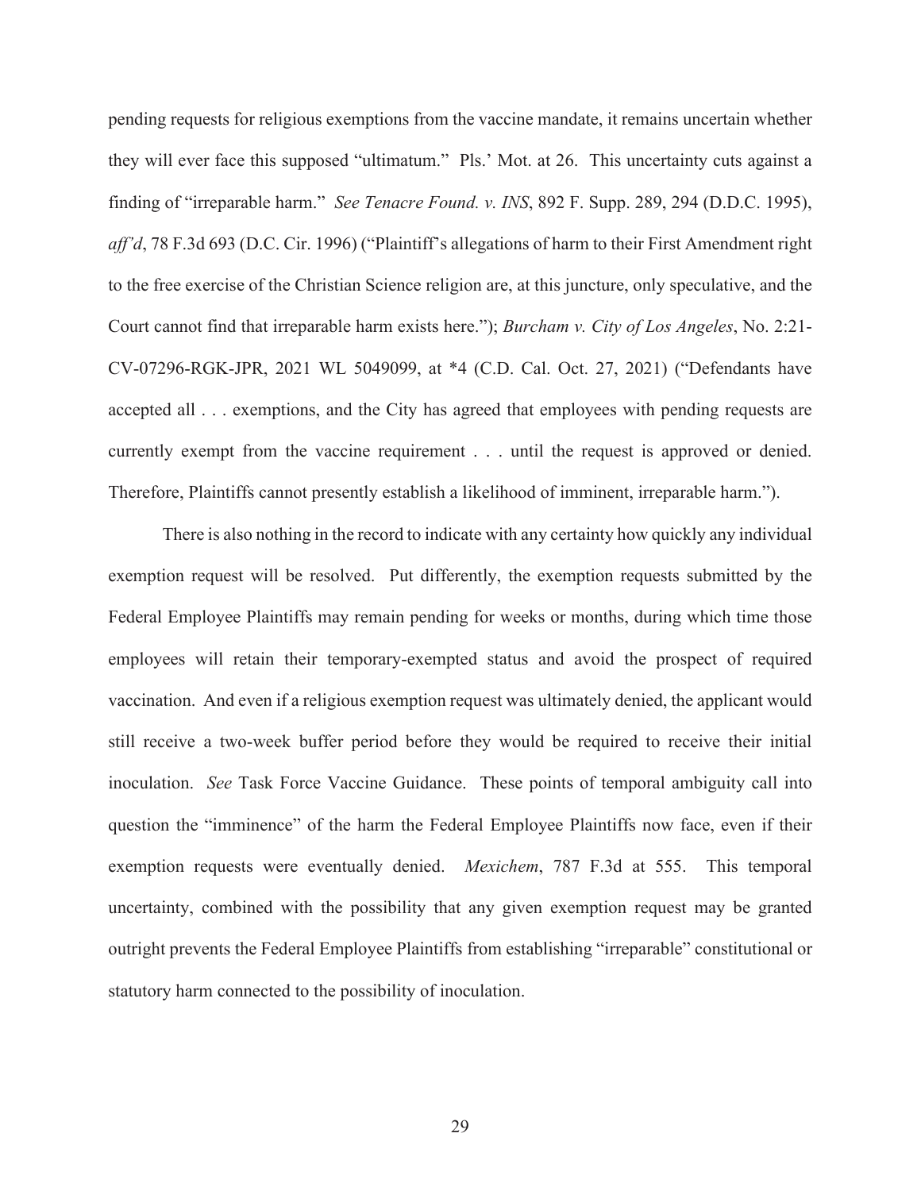pending requests for religious exemptions from the vaccine mandate, it remains uncertain whether they will ever face this supposed "ultimatum." Pls.' Mot. at 26. This uncertainty cuts against a finding of "irreparable harm." *See Tenacre Found. v. INS*, 892 F. Supp. 289, 294 (D.D.C. 1995), *aff'd*, 78 F.3d 693 (D.C. Cir. 1996) ("Plaintiff's allegations of harm to their First Amendment right to the free exercise of the Christian Science religion are, at this juncture, only speculative, and the Court cannot find that irreparable harm exists here."); *Burcham v. City of Los Angeles*, No. 2:21-CV-07296-RGK-JPR, 2021 WL 5049099, at *4 (C.D. Cal. Oct. 27, 2021) ("Defendants have accepted all . . . exemptions, and the City has agreed that employees with pending requests are currently exempt from the vaccine requirement . . . until the request is approved or denied. Therefore, Plaintiffs cannot presently establish a likelihood of imminent, irreparable harm.").

There is also nothing in the record to indicate with any certainty how quickly any individual exemption request will be resolved. Put differently, the exemption requests submitted by the Federal Employee Plaintiffs may remain pending for weeks or months, during which time those employees will retain their temporary-exempted status and avoid the prospect of required vaccination. And even if a religious exemption request was ultimately denied, the applicant would still receive a two-week buffer period before they would be required to receive their initial inoculation. *See* Task Force Vaccine Guidance. These points of temporal ambiguity call into question the "imminence" of the harm the Federal Employee Plaintiffs now face, even if their exemption requests were eventually denied. *Mexichem*, 787 F.3d at 555. This temporal uncertainty, combined with the possibility that any given exemption request may be granted outright prevents the Federal Employee Plaintiffs from establishing "irreparable" constitutional or statutory harm connected to the possibility of inoculation.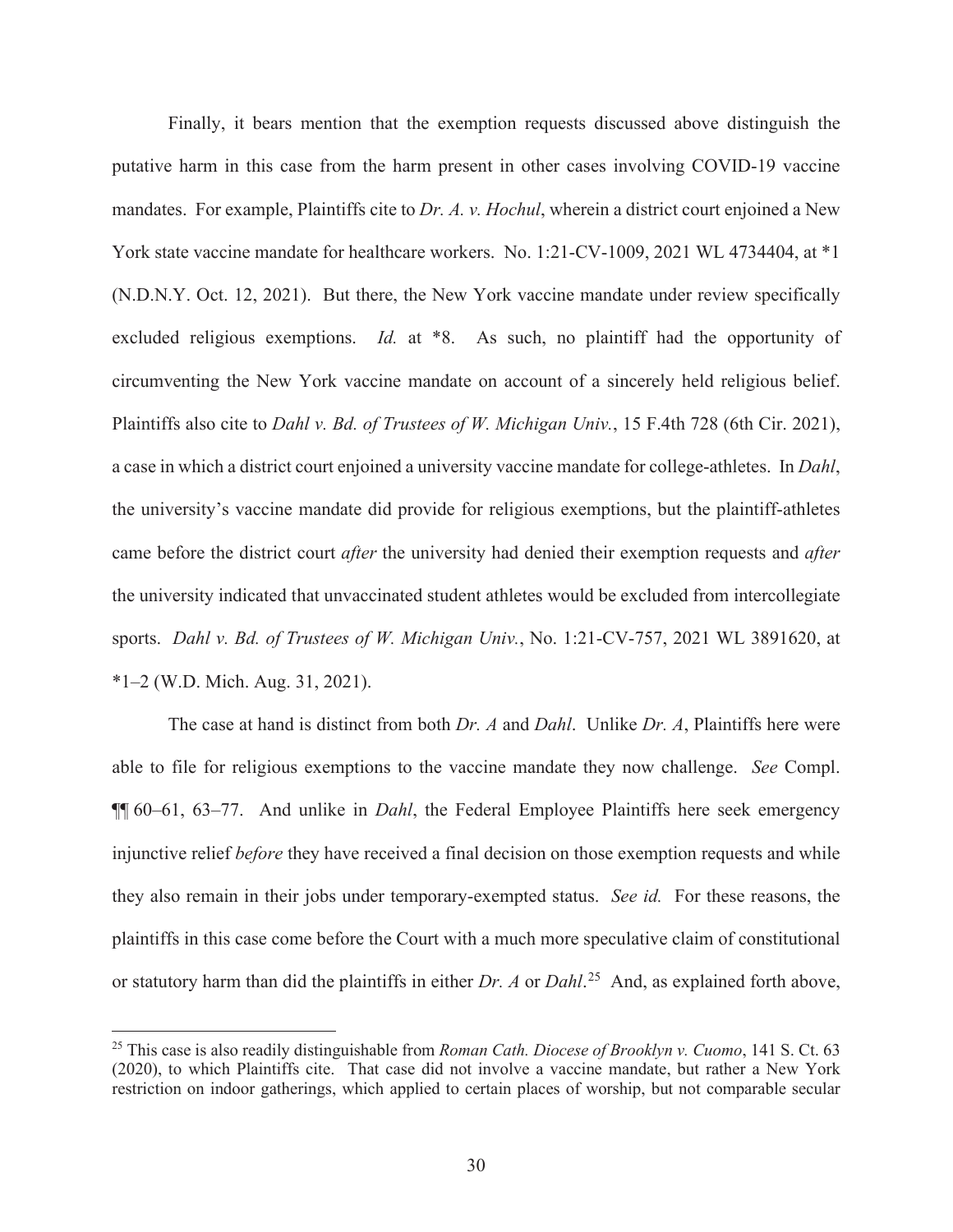Finally, it bears mention that the exemption requests discussed above distinguish the putative harm in this case from the harm present in other cases involving COVID-19 vaccine mandates. For example, Plaintiffs cite to *Dr. A. v. Hochul*, wherein a district court enjoined a New York state vaccine mandate for healthcare workers. No. 1:21-CV-1009, 2021 WL 4734404, at *1 (N.D.N.Y. Oct. 12, 2021). But there, the New York vaccine mandate under review specifically excluded religious exemptions. *Id.* at *8. As such, no plaintiff had the opportunity of circumventing the New York vaccine mandate on account of a sincerely held religious belief. Plaintiffs also cite to *Dahl v. Bd. of Trustees of W. Michigan Univ.*, 15 F.4th 728 (6th Cir. 2021), a case in which a district court enjoined a university vaccine mandate for college-athletes. In *Dahl*, the university's vaccine mandate did provide for religious exemptions, but the plaintiff-athletes came before the district court *after* the university had denied their exemption requests and *after* the university indicated that unvaccinated student athletes would be excluded from intercollegiate sports. *Dahl v. Bd. of Trustees of W. Michigan Univ.*, No. 1:21-CV-757, 2021 WL 3891620, at *1–2 (W.D. Mich. Aug. 31, 2021).

The case at hand is distinct from both *Dr. A* and *Dahl*. Unlike *Dr. A*, Plaintiffs here were able to file for religious exemptions to the vaccine mandate they now challenge. *See* Compl. ¶¶ 60–61, 63–77. And unlike in *Dahl*, the Federal Employee Plaintiffs here seek emergency injunctive relief *before* they have received a final decision on those exemption requests and while they also remain in their jobs under temporary-exempted status. *See id.* For these reasons, the plaintiffs in this case come before the Court with a much more speculative claim of constitutional or statutory harm than did the plaintiffs in either *Dr. A* or *Dahl*.[25] And, as explained forth above,

[25] This case is also readily distinguishable from *Roman Cath. Diocese of Brooklyn v. Cuomo*, 141 S. Ct. 63 (2020), to which Plaintiffs cite. That case did not involve a vaccine mandate, but rather a New York restriction on indoor gatherings, which applied to certain places of worship, but not comparable secular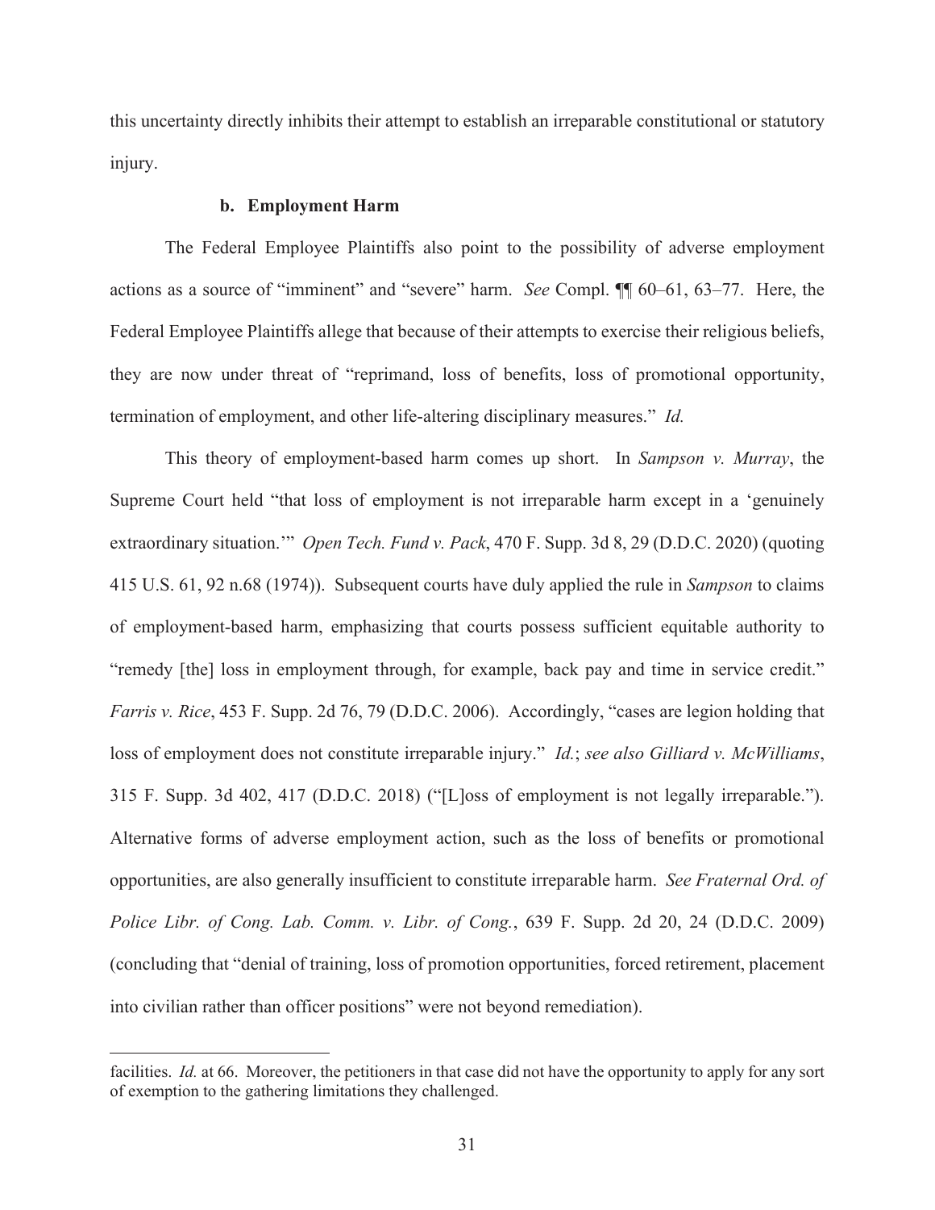this uncertainty directly inhibits their attempt to establish an irreparable constitutional or statutory injury.

#### b. Employment Harm

The Federal Employee Plaintiffs also point to the possibility of adverse employment actions as a source of "imminent" and "severe" harm. *See* Compl. ¶¶ 60–61, 63–77. Here, the Federal Employee Plaintiffs allege that because of their attempts to exercise their religious beliefs, they are now under threat of "reprimand, loss of benefits, loss of promotional opportunity, termination of employment, and other life-altering disciplinary measures." *Id.*

This theory of employment-based harm comes up short. In *Sampson v. Murray*, the Supreme Court held "that loss of employment is not irreparable harm except in a 'genuinely extraordinary situation.'" *Open Tech. Fund v. Pack*, 470 F. Supp. 3d 8, 29 (D.D.C. 2020) (quoting 415 U.S. 61, 92 n.68 (1974)). Subsequent courts have duly applied the rule in *Sampson* to claims of employment-based harm, emphasizing that courts possess sufficient equitable authority to "remedy [the] loss in employment through, for example, back pay and time in service credit." *Farris v. Rice*, 453 F. Supp. 2d 76, 79 (D.D.C. 2006). Accordingly, "cases are legion holding that loss of employment does not constitute irreparable injury." *Id.*; *see also Gilliard v. McWilliams*, 315 F. Supp. 3d 402, 417 (D.D.C. 2018) ("[L]oss of employment is not legally irreparable."). Alternative forms of adverse employment action, such as the loss of benefits or promotional opportunities, are also generally insufficient to constitute irreparable harm. *See Fraternal Ord. of Police Libr. of Cong. Lab. Comm. v. Libr. of Cong.*, 639 F. Supp. 2d 20, 24 (D.D.C. 2009) (concluding that "denial of training, loss of promotion opportunities, forced retirement, placement into civilian rather than officer positions" were not beyond remediation).

---

facilities. *Id.* at 66. Moreover, the petitioners in that case did not have the opportunity to apply for any sort of exemption to the gathering limitations they challenged.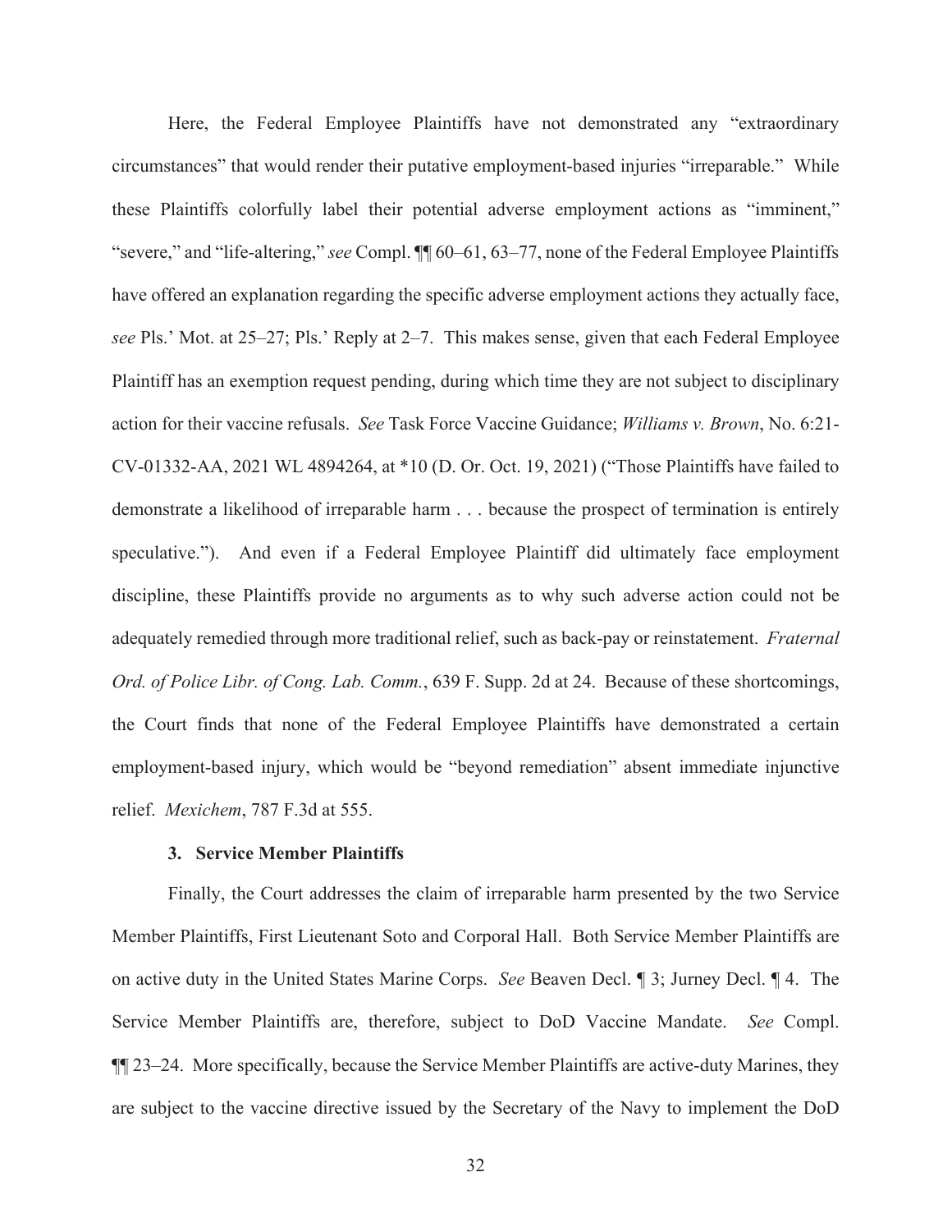Here, the Federal Employee Plaintiffs have not demonstrated any "extraordinary circumstances" that would render their putative employment-based injuries "irreparable." While these Plaintiffs colorfully label their potential adverse employment actions as "imminent," "severe," and "life-altering," *see* Compl. ¶¶ 60–61, 63–77, none of the Federal Employee Plaintiffs have offered an explanation regarding the specific adverse employment actions they actually face, *see* Pls.' Mot. at 25–27; Pls.' Reply at 2–7. This makes sense, given that each Federal Employee Plaintiff has an exemption request pending, during which time they are not subject to disciplinary action for their vaccine refusals. *See* Task Force Vaccine Guidance; *Williams v. Brown*, No. 6:21-CV-01332-AA, 2021 WL 4894264, at *10 (D. Or. Oct. 19, 2021) ("Those Plaintiffs have failed to demonstrate a likelihood of irreparable harm . . . because the prospect of termination is entirely speculative."). And even if a Federal Employee Plaintiff did ultimately face employment discipline, these Plaintiffs provide no arguments as to why such adverse action could not be adequately remedied through more traditional relief, such as back-pay or reinstatement. *Fraternal Ord. of Police Libr. of Cong. Lab. Comm.*, 639 F. Supp. 2d at 24. Because of these shortcomings, the Court finds that none of the Federal Employee Plaintiffs have demonstrated a certain employment-based injury, which would be "beyond remediation" absent immediate injunctive relief. *Mexichem*, 787 F.3d at 555.

### 3. Service Member Plaintiffs

Finally, the Court addresses the claim of irreparable harm presented by the two Service Member Plaintiffs, First Lieutenant Soto and Corporal Hall. Both Service Member Plaintiffs are on active duty in the United States Marine Corps. *See* Beaven Decl. ¶ 3; Jurney Decl. ¶ 4. The Service Member Plaintiffs are, therefore, subject to DoD Vaccine Mandate. *See* Compl. ¶¶ 23–24. More specifically, because the Service Member Plaintiffs are active-duty Marines, they are subject to the vaccine directive issued by the Secretary of the Navy to implement the DoD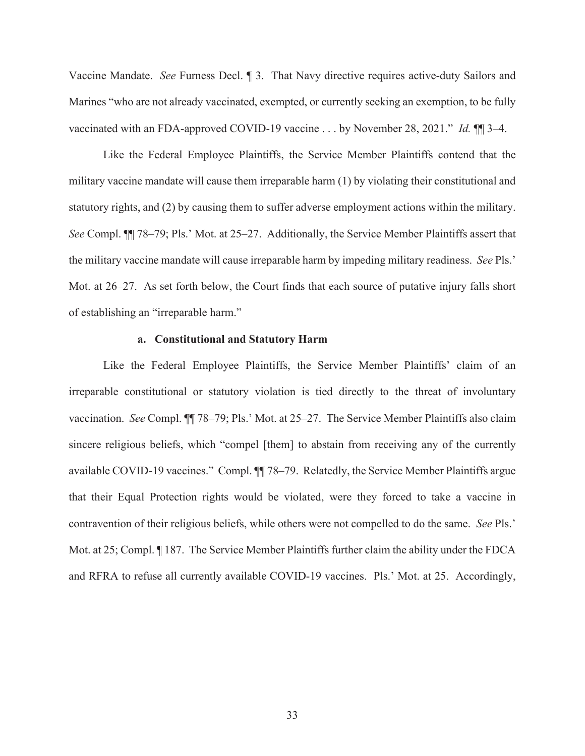Vaccine Mandate. *See* Furness Decl. ¶ 3. That Navy directive requires active-duty Sailors and Marines "who are not already vaccinated, exempted, or currently seeking an exemption, to be fully vaccinated with an FDA-approved COVID-19 vaccine . . . by November 28, 2021." *Id.* ¶¶ 3–4.

Like the Federal Employee Plaintiffs, the Service Member Plaintiffs contend that the military vaccine mandate will cause them irreparable harm (1) by violating their constitutional and statutory rights, and (2) by causing them to suffer adverse employment actions within the military. *See* Compl. ¶¶ 78–79; Pls.' Mot. at 25–27. Additionally, the Service Member Plaintiffs assert that the military vaccine mandate will cause irreparable harm by impeding military readiness. *See* Pls.' Mot. at 26–27. As set forth below, the Court finds that each source of putative injury falls short of establishing an "irreparable harm."

#### a. Constitutional and Statutory Harm

Like the Federal Employee Plaintiffs, the Service Member Plaintiffs' claim of an irreparable constitutional or statutory violation is tied directly to the threat of involuntary vaccination. *See* Compl. ¶¶ 78–79; Pls.' Mot. at 25–27. The Service Member Plaintiffs also claim sincere religious beliefs, which "compel [them] to abstain from receiving any of the currently available COVID-19 vaccines." Compl. ¶¶ 78–79. Relatedly, the Service Member Plaintiffs argue that their Equal Protection rights would be violated, were they forced to take a vaccine in contravention of their religious beliefs, while others were not compelled to do the same. *See* Pls.' Mot. at 25; Compl. ¶ 187. The Service Member Plaintiffs further claim the ability under the FDCA and RFRA to refuse all currently available COVID-19 vaccines. Pls.' Mot. at 25. Accordingly,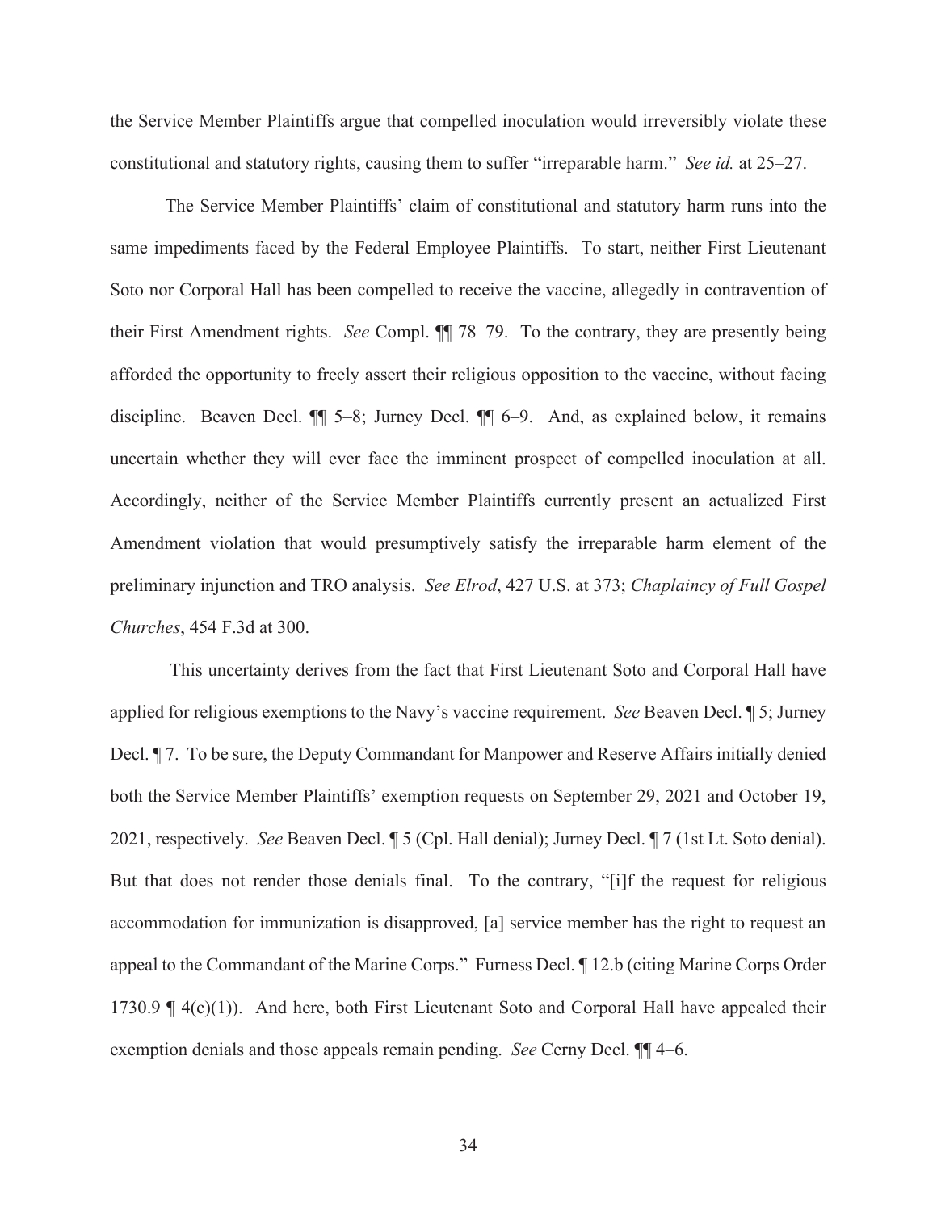the Service Member Plaintiffs argue that compelled inoculation would irreversibly violate these constitutional and statutory rights, causing them to suffer "irreparable harm." *See id.* at 25–27.

The Service Member Plaintiffs' claim of constitutional and statutory harm runs into the same impediments faced by the Federal Employee Plaintiffs. To start, neither First Lieutenant Soto nor Corporal Hall has been compelled to receive the vaccine, allegedly in contravention of their First Amendment rights. *See* Compl. ¶¶ 78–79. To the contrary, they are presently being afforded the opportunity to freely assert their religious opposition to the vaccine, without facing discipline. Beaven Decl. ¶¶ 5–8; Jurney Decl. ¶¶ 6–9. And, as explained below, it remains uncertain whether they will ever face the imminent prospect of compelled inoculation at all. Accordingly, neither of the Service Member Plaintiffs currently present an actualized First Amendment violation that would presumptively satisfy the irreparable harm element of the preliminary injunction and TRO analysis. *See Elrod*, 427 U.S. at 373; *Chaplaincy of Full Gospel Churches*, 454 F.3d at 300.

This uncertainty derives from the fact that First Lieutenant Soto and Corporal Hall have applied for religious exemptions to the Navy's vaccine requirement. *See* Beaven Decl. ¶ 5; Jurney Decl. ¶ 7. To be sure, the Deputy Commandant for Manpower and Reserve Affairs initially denied both the Service Member Plaintiffs' exemption requests on September 29, 2021 and October 19, 2021, respectively. *See* Beaven Decl. ¶ 5 (Cpl. Hall denial); Jurney Decl. ¶ 7 (1st Lt. Soto denial). But that does not render those denials final. To the contrary, "[i]f the request for religious accommodation for immunization is disapproved, [a] service member has the right to request an appeal to the Commandant of the Marine Corps." Furness Decl. ¶ 12.b (citing Marine Corps Order 1730.9 ¶ 4(c)(1)). And here, both First Lieutenant Soto and Corporal Hall have appealed their exemption denials and those appeals remain pending. *See* Cerny Decl. ¶¶ 4–6.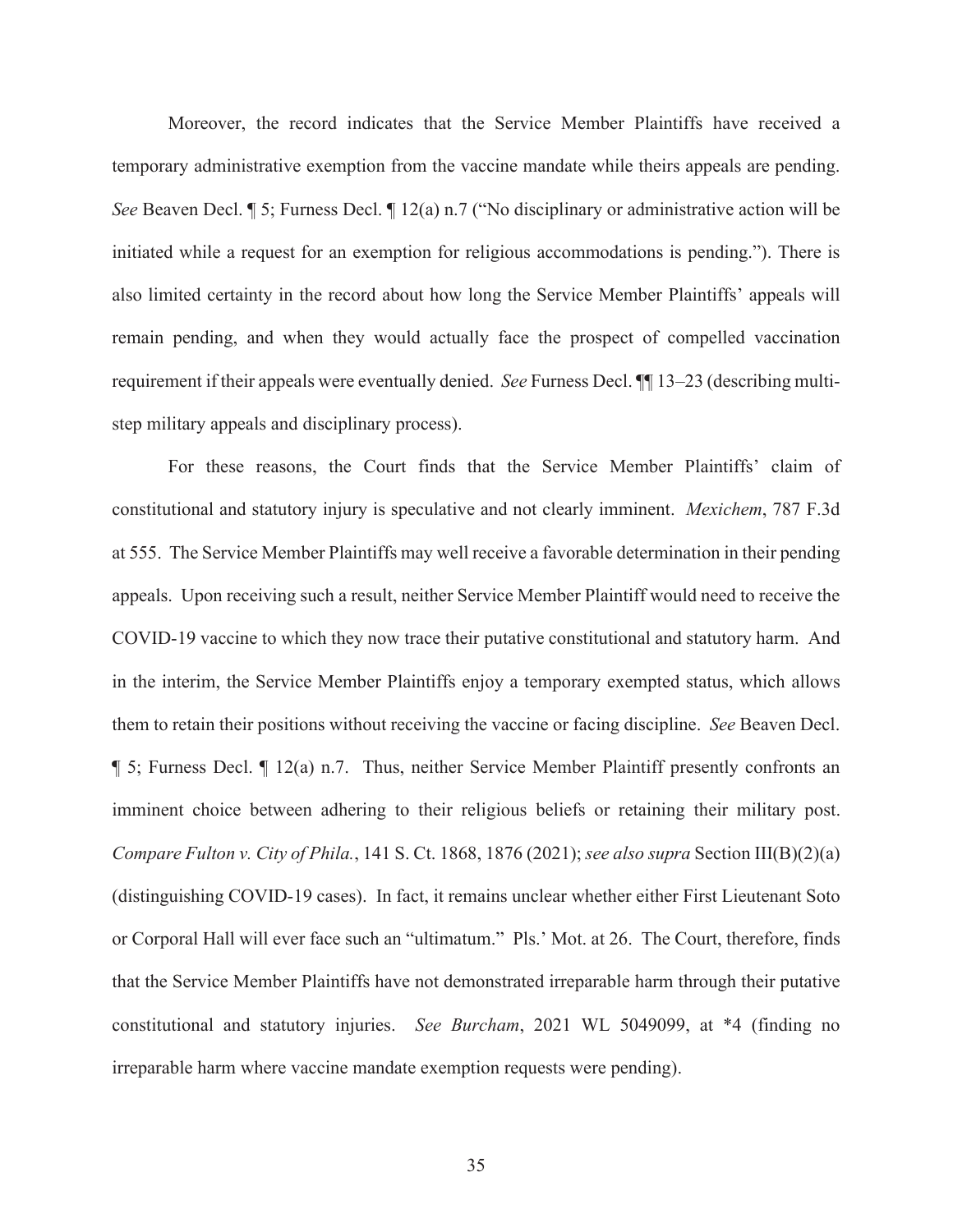Moreover, the record indicates that the Service Member Plaintiffs have received a temporary administrative exemption from the vaccine mandate while theirs appeals are pending. *See* Beaven Decl. ¶ 5; Furness Decl. ¶ 12(a) n.7 ("No disciplinary or administrative action will be initiated while a request for an exemption for religious accommodations is pending."). There is also limited certainty in the record about how long the Service Member Plaintiffs' appeals will remain pending, and when they would actually face the prospect of compelled vaccination requirement if their appeals were eventually denied. *See* Furness Decl. ¶¶ 13–23 (describing multi-step military appeals and disciplinary process).

For these reasons, the Court finds that the Service Member Plaintiffs' claim of constitutional and statutory injury is speculative and not clearly imminent. *Mexichem*, 787 F.3d at 555. The Service Member Plaintiffs may well receive a favorable determination in their pending appeals. Upon receiving such a result, neither Service Member Plaintiff would need to receive the COVID-19 vaccine to which they now trace their putative constitutional and statutory harm. And in the interim, the Service Member Plaintiffs enjoy a temporary exempted status, which allows them to retain their positions without receiving the vaccine or facing discipline. *See* Beaven Decl. ¶ 5; Furness Decl. ¶ 12(a) n.7. Thus, neither Service Member Plaintiff presently confronts an imminent choice between adhering to their religious beliefs or retaining their military post. *Compare Fulton v. City of Phila.*, 141 S. Ct. 1868, 1876 (2021); *see also supra* Section III(B)(2)(a) (distinguishing COVID-19 cases). In fact, it remains unclear whether either First Lieutenant Soto or Corporal Hall will ever face such an "ultimatum." Pls.' Mot. at 26. The Court, therefore, finds that the Service Member Plaintiffs have not demonstrated irreparable harm through their putative constitutional and statutory injuries. *See Burcham*, 2021 WL 5049099, at *4 (finding no irreparable harm where vaccine mandate exemption requests were pending).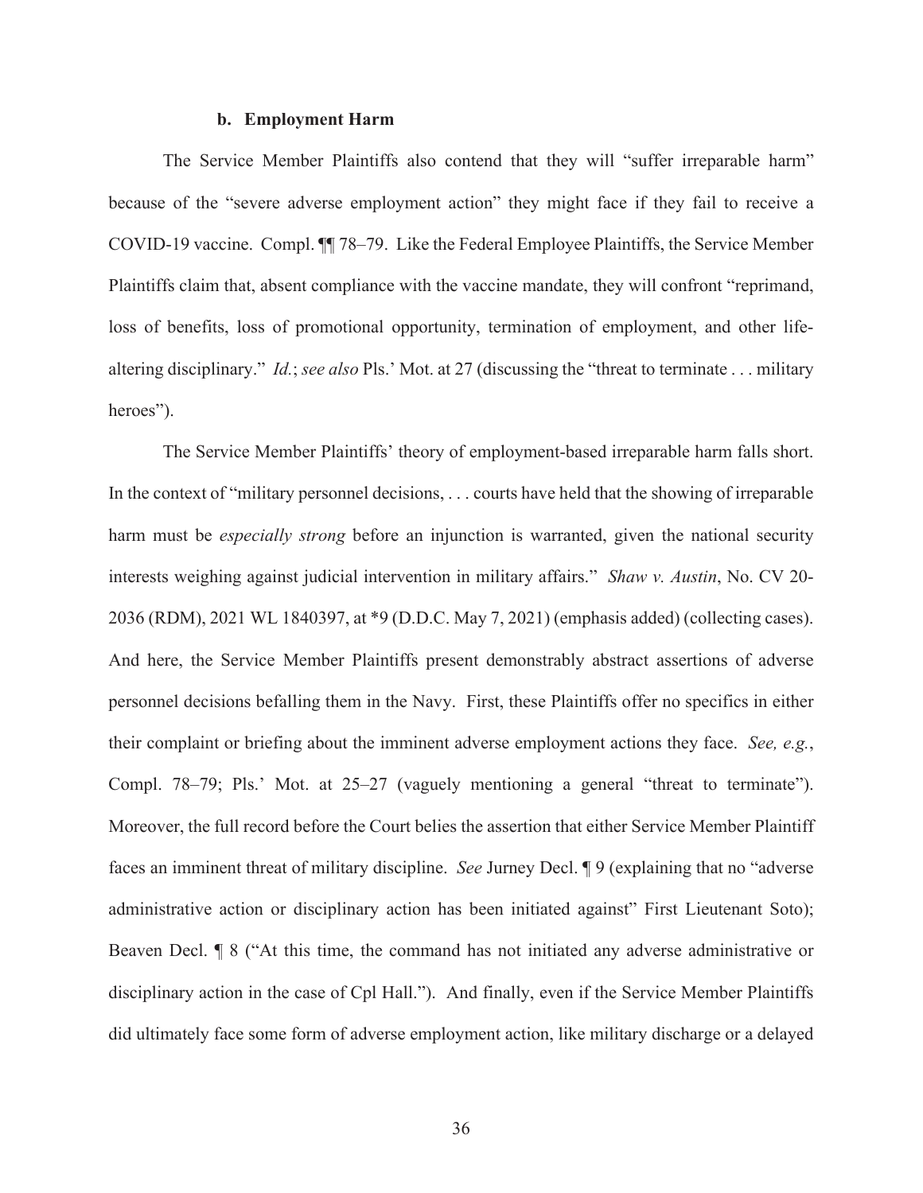#### b. Employment Harm

The Service Member Plaintiffs also contend that they will "suffer irreparable harm" because of the "severe adverse employment action" they might face if they fail to receive a COVID-19 vaccine. Compl. ¶¶ 78–79. Like the Federal Employee Plaintiffs, the Service Member Plaintiffs claim that, absent compliance with the vaccine mandate, they will confront "reprimand, loss of benefits, loss of promotional opportunity, termination of employment, and other life-altering disciplinary." *Id.*; *see also* Pls.' Mot. at 27 (discussing the "threat to terminate . . . military heroes").

The Service Member Plaintiffs' theory of employment-based irreparable harm falls short. In the context of "military personnel decisions, . . . courts have held that the showing of irreparable harm must be *especially strong* before an injunction is warranted, given the national security interests weighing against judicial intervention in military affairs." *Shaw v. Austin*, No. CV 20-2036 (RDM), 2021 WL 1840397, at *9 (D.D.C. May 7, 2021) (emphasis added) (collecting cases). And here, the Service Member Plaintiffs present demonstrably abstract assertions of adverse personnel decisions befalling them in the Navy. First, these Plaintiffs offer no specifics in either their complaint or briefing about the imminent adverse employment actions they face. *See, e.g.*, Compl. 78–79; Pls.' Mot. at 25–27 (vaguely mentioning a general "threat to terminate"). Moreover, the full record before the Court belies the assertion that either Service Member Plaintiff faces an imminent threat of military discipline. *See* Jurney Decl. ¶ 9 (explaining that no "adverse administrative action or disciplinary action has been initiated against" First Lieutenant Soto); Beaven Decl. ¶ 8 ("At this time, the command has not initiated any adverse administrative or disciplinary action in the case of Cpl Hall."). And finally, even if the Service Member Plaintiffs did ultimately face some form of adverse employment action, like military discharge or a delayed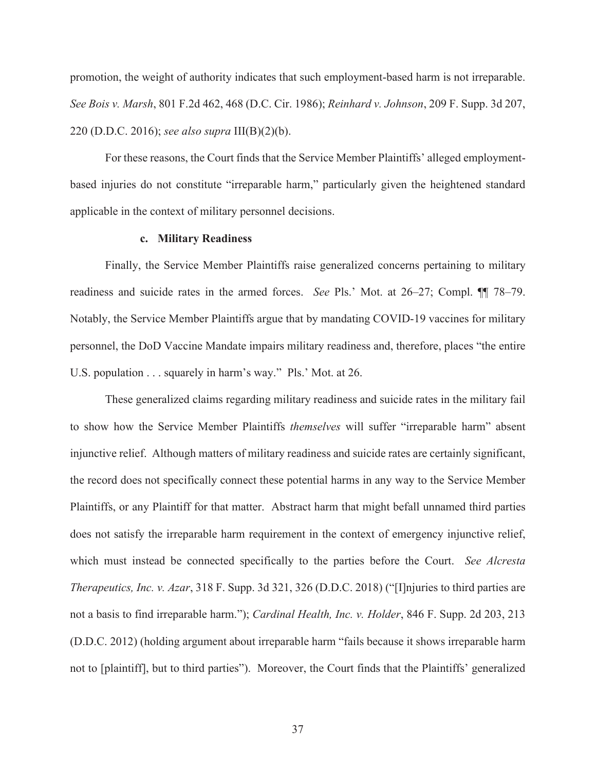promotion, the weight of authority indicates that such employment-based harm is not irreparable. *See Bois v. Marsh*, 801 F.2d 462, 468 (D.C. Cir. 1986); *Reinhard v. Johnson*, 209 F. Supp. 3d 207, 220 (D.D.C. 2016); *see also supra* III(B)(2)(b).

For these reasons, the Court finds that the Service Member Plaintiffs' alleged employment-based injuries do not constitute "irreparable harm," particularly given the heightened standard applicable in the context of military personnel decisions.

**c. Military Readiness**

Finally, the Service Member Plaintiffs raise generalized concerns pertaining to military readiness and suicide rates in the armed forces. *See* Pls.' Mot. at 26–27; Compl. ¶¶ 78–79. Notably, the Service Member Plaintiffs argue that by mandating COVID-19 vaccines for military personnel, the DoD Vaccine Mandate impairs military readiness and, therefore, places "the entire U.S. population . . . squarely in harm's way." Pls.' Mot. at 26.

These generalized claims regarding military readiness and suicide rates in the military fail to show how the Service Member Plaintiffs *themselves* will suffer "irreparable harm" absent injunctive relief. Although matters of military readiness and suicide rates are certainly significant, the record does not specifically connect these potential harms in any way to the Service Member Plaintiffs, or any Plaintiff for that matter. Abstract harm that might befall unnamed third parties does not satisfy the irreparable harm requirement in the context of emergency injunctive relief, which must instead be connected specifically to the parties before the Court. *See Alcresta Therapeutics, Inc. v. Azar*, 318 F. Supp. 3d 321, 326 (D.D.C. 2018) ("[I]njuries to third parties are not a basis to find irreparable harm."); *Cardinal Health, Inc. v. Holder*, 846 F. Supp. 2d 203, 213 (D.D.C. 2012) (holding argument about irreparable harm "fails because it shows irreparable harm not to [plaintiff], but to third parties"). Moreover, the Court finds that the Plaintiffs' generalized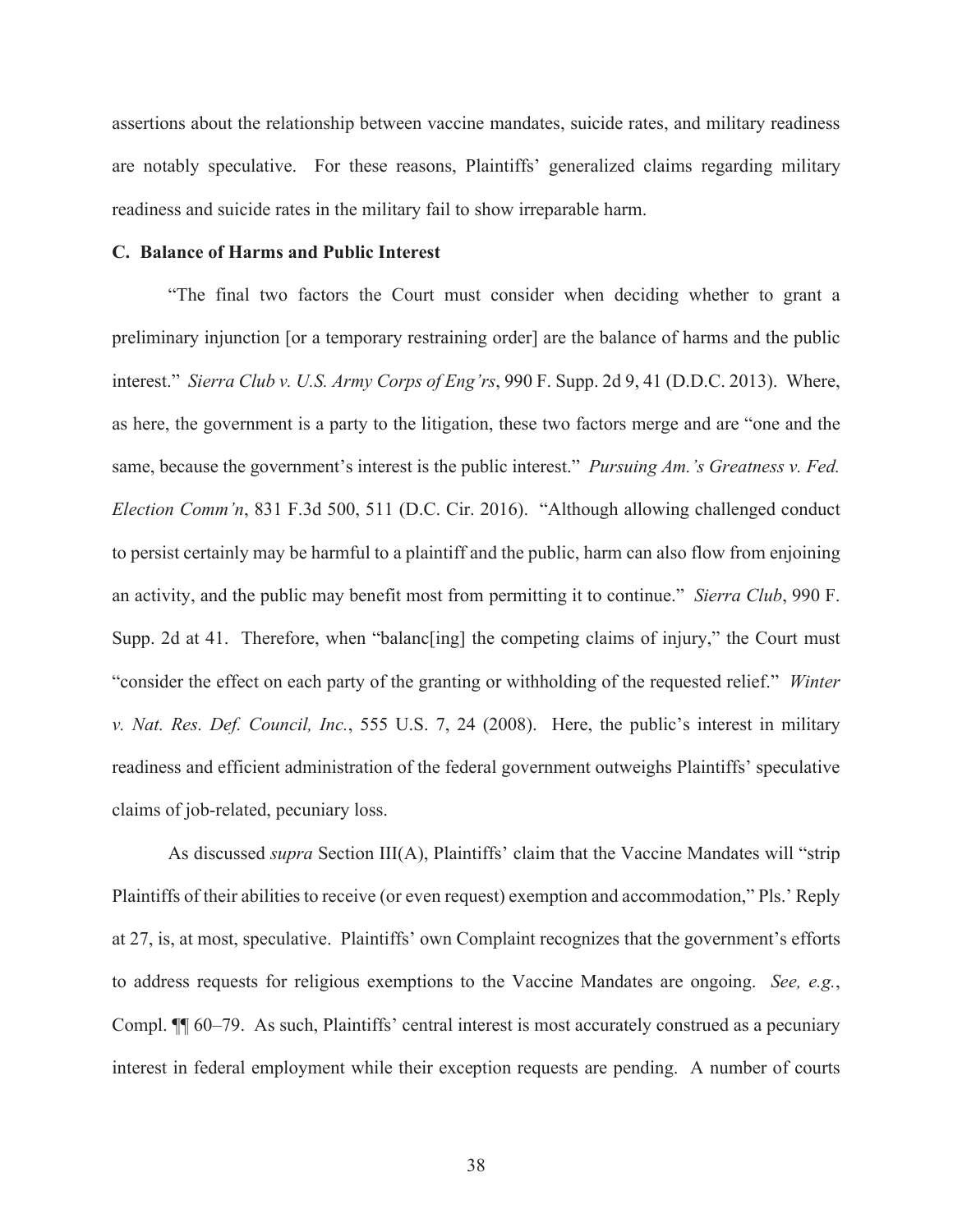assertions about the relationship between vaccine mandates, suicide rates, and military readiness are notably speculative. For these reasons, Plaintiffs' generalized claims regarding military readiness and suicide rates in the military fail to show irreparable harm.

### C. Balance of Harms and Public Interest

"The final two factors the Court must consider when deciding whether to grant a preliminary injunction [or a temporary restraining order] are the balance of harms and the public interest." *Sierra Club v. U.S. Army Corps of Eng'rs*, 990 F. Supp. 2d 9, 41 (D.D.C. 2013). Where, as here, the government is a party to the litigation, these two factors merge and are "one and the same, because the government's interest is the public interest." *Pursuing Am.'s Greatness v. Fed. Election Comm'n*, 831 F.3d 500, 511 (D.C. Cir. 2016). "Although allowing challenged conduct to persist certainly may be harmful to a plaintiff and the public, harm can also flow from enjoining an activity, and the public may benefit most from permitting it to continue." *Sierra Club*, 990 F. Supp. 2d at 41. Therefore, when "balanc[ing] the competing claims of injury," the Court must "consider the effect on each party of the granting or withholding of the requested relief." *Winter v. Nat. Res. Def. Council, Inc.*, 555 U.S. 7, 24 (2008). Here, the public's interest in military readiness and efficient administration of the federal government outweighs Plaintiffs' speculative claims of job-related, pecuniary loss.

As discussed *supra* Section III(A), Plaintiffs' claim that the Vaccine Mandates will "strip Plaintiffs of their abilities to receive (or even request) exemption and accommodation," Pls.' Reply at 27, is, at most, speculative. Plaintiffs' own Complaint recognizes that the government's efforts to address requests for religious exemptions to the Vaccine Mandates are ongoing. *See, e.g.*, Compl. ¶¶ 60–79. As such, Plaintiffs' central interest is most accurately construed as a pecuniary interest in federal employment while their exception requests are pending. A number of courts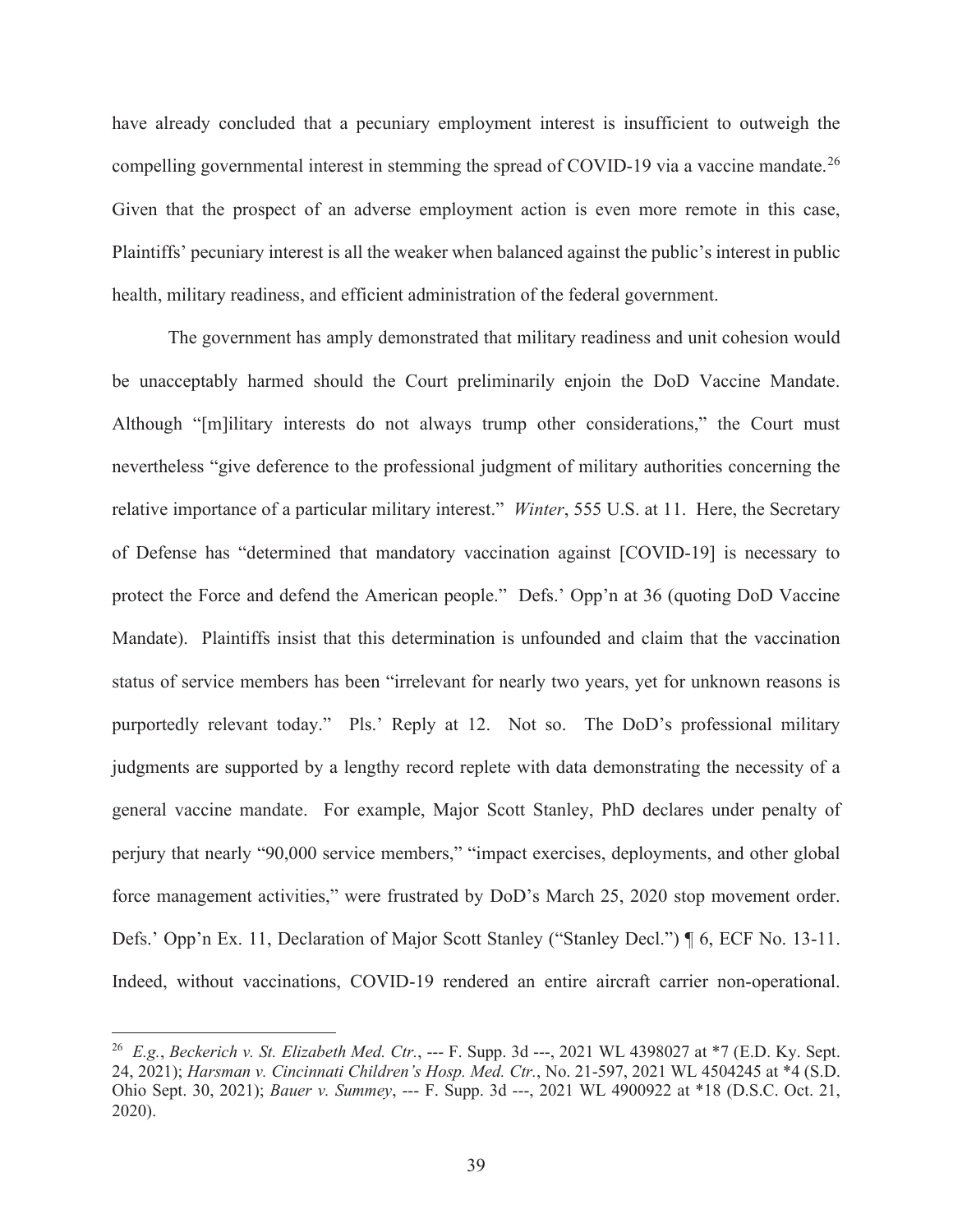have already concluded that a pecuniary employment interest is insufficient to outweigh the compelling governmental interest in stemming the spread of COVID-19 via a vaccine mandate.[26] Given that the prospect of an adverse employment action is even more remote in this case, Plaintiffs' pecuniary interest is all the weaker when balanced against the public's interest in public health, military readiness, and efficient administration of the federal government.

The government has amply demonstrated that military readiness and unit cohesion would be unacceptably harmed should the Court preliminarily enjoin the DoD Vaccine Mandate. Although "[m]ilitary interests do not always trump other considerations," the Court must nevertheless "give deference to the professional judgment of military authorities concerning the relative importance of a particular military interest." *Winter*, 555 U.S. at 11. Here, the Secretary of Defense has "determined that mandatory vaccination against [COVID-19] is necessary to protect the Force and defend the American people." Defs.' Opp'n at 36 (quoting DoD Vaccine Mandate). Plaintiffs insist that this determination is unfounded and claim that the vaccination status of service members has been "irrelevant for nearly two years, yet for unknown reasons is purportedly relevant today." Pls.' Reply at 12. Not so. The DoD's professional military judgments are supported by a lengthy record replete with data demonstrating the necessity of a general vaccine mandate. For example, Major Scott Stanley, PhD declares under penalty of perjury that nearly "90,000 service members," "impact exercises, deployments, and other global force management activities," were frustrated by DoD's March 25, 2020 stop movement order. Defs.' Opp'n Ex. 11, Declaration of Major Scott Stanley ("Stanley Decl.") ¶ 6, ECF No. 13-11. Indeed, without vaccinations, COVID-19 rendered an entire aircraft carrier non-operational.

---

[26] *E.g.*, *Beckerich v. St. Elizabeth Med. Ctr.*, --- F. Supp. 3d ---, 2021 WL 4398027 at *7 (E.D. Ky. Sept. 24, 2021); *Harsman v. Cincinnati Children's Hosp. Med. Ctr.*, No. 21-597, 2021 WL 4504245 at *4 (S.D. Ohio Sept. 30, 2021); *Bauer v. Summey*, --- F. Supp. 3d ---, 2021 WL 4900922 at *18 (D.S.C. Oct. 21, 2020).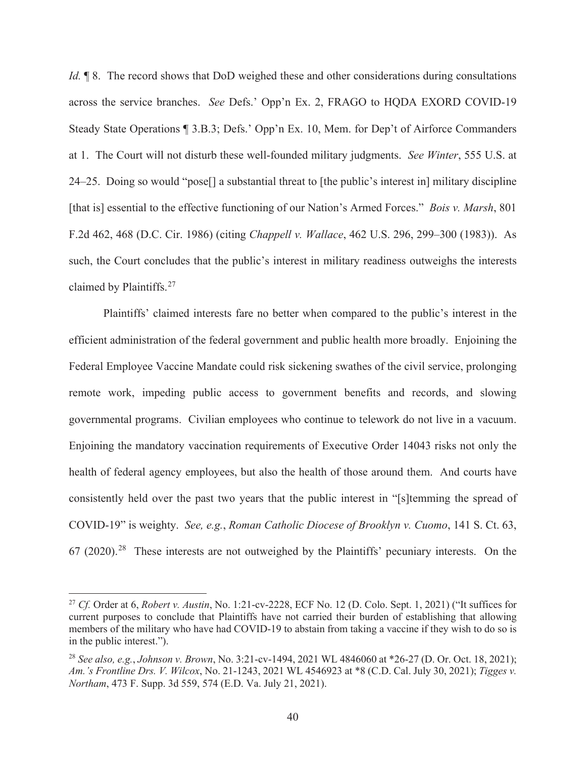*Id.* ¶ 8. The record shows that DoD weighed these and other considerations during consultations across the service branches. *See* Defs.' Opp'n Ex. 2, FRAGO to HQDA EXORD COVID-19 Steady State Operations ¶ 3.B.3; Defs.' Opp'n Ex. 10, Mem. for Dep't of Airforce Commanders at 1. The Court will not disturb these well-founded military judgments. *See Winter*, 555 U.S. at 24–25. Doing so would "pose[] a substantial threat to [the public's interest in] military discipline [that is] essential to the effective functioning of our Nation's Armed Forces." *Bois v. Marsh*, 801 F.2d 462, 468 (D.C. Cir. 1986) (citing *Chappell v. Wallace*, 462 U.S. 296, 299–300 (1983)). As such, the Court concludes that the public's interest in military readiness outweighs the interests claimed by Plaintiffs.[27]

Plaintiffs' claimed interests fare no better when compared to the public's interest in the efficient administration of the federal government and public health more broadly. Enjoining the Federal Employee Vaccine Mandate could risk sickening swathes of the civil service, prolonging remote work, impeding public access to government benefits and records, and slowing governmental programs. Civilian employees who continue to telework do not live in a vacuum. Enjoining the mandatory vaccination requirements of Executive Order 14043 risks not only the health of federal agency employees, but also the health of those around them. And courts have consistently held over the past two years that the public interest in "[s]temming the spread of COVID-19" is weighty. *See, e.g.*, *Roman Catholic Diocese of Brooklyn v. Cuomo*, 141 S. Ct. 63, 67 (2020).[28] These interests are not outweighed by the Plaintiffs' pecuniary interests. On the

---

[27] *Cf.* Order at 6, *Robert v. Austin*, No. 1:21-cv-2228, ECF No. 12 (D. Colo. Sept. 1, 2021) ("It suffices for current purposes to conclude that Plaintiffs have not carried their burden of establishing that allowing members of the military who have had COVID-19 to abstain from taking a vaccine if they wish to do so is in the public interest.").

[28] *See also, e.g.*, *Johnson v. Brown*, No. 3:21-cv-1494, 2021 WL 4846060 at *26-27 (D. Or. Oct. 18, 2021); *Am.'s Frontline Drs. V. Wilcox*, No. 21-1243, 2021 WL 4546923 at *8 (C.D. Cal. July 30, 2021); *Tigges v. Northam*, 473 F. Supp. 3d 559, 574 (E.D. Va. July 21, 2021).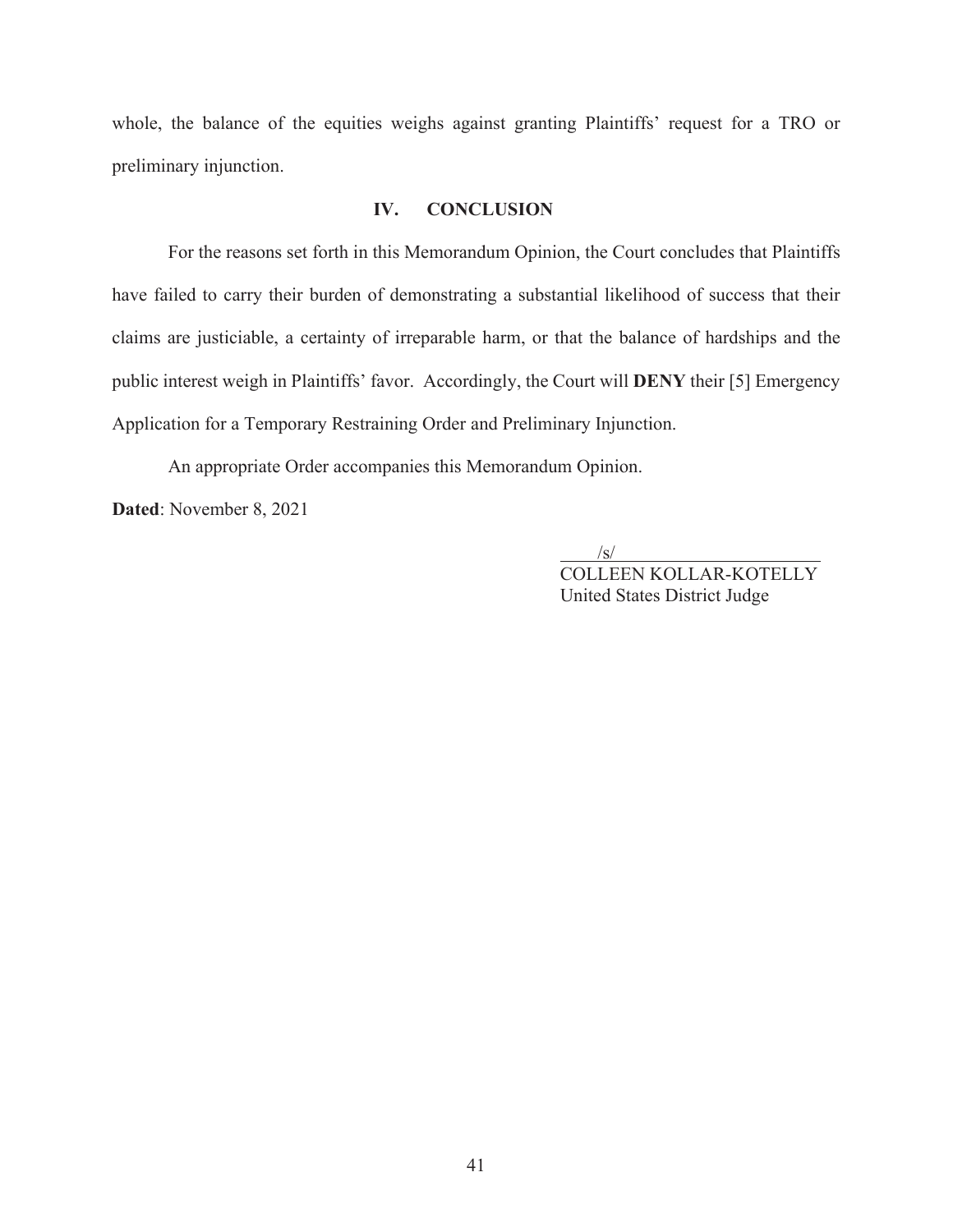whole, the balance of the equities weighs against granting Plaintiffs' request for a TRO or preliminary injunction.

## IV. CONCLUSION

For the reasons set forth in this Memorandum Opinion, the Court concludes that Plaintiffs have failed to carry their burden of demonstrating a substantial likelihood of success that their claims are justiciable, a certainty of irreparable harm, or that the balance of hardships and the public interest weigh in Plaintiffs' favor. Accordingly, the Court will **DENY** their [5] Emergency Application for a Temporary Restraining Order and Preliminary Injunction.

An appropriate Order accompanies this Memorandum Opinion.

**Dated**: November 8, 2021

/s/
COLLEEN KOLLAR-KOTELLY
United States District Judge